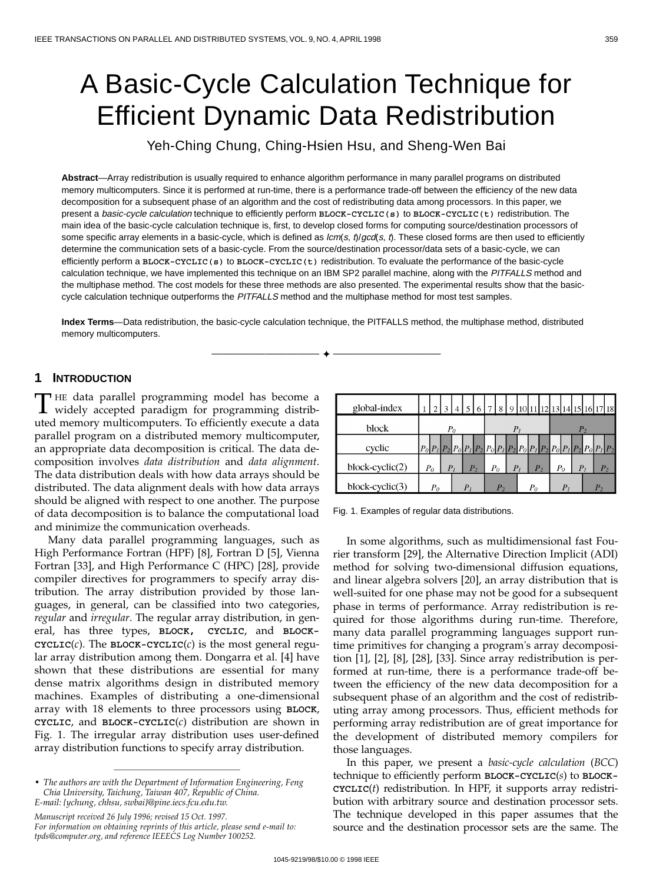# A Basic-Cycle Calculation Technique for Efficient Dynamic Data Redistribution

Yeh-Ching Chung, Ching-Hsien Hsu, and Sheng-Wen Bai

**Abstract**—Array redistribution is usually required to enhance algorithm performance in many parallel programs on distributed memory multicomputers. Since it is performed at run-time, there is a performance trade-off between the efficiency of the new data decomposition for a subsequent phase of an algorithm and the cost of redistributing data among processors. In this paper, we present a *basic-cycle calculation* technique to efficiently perform **BLOCK-CYCLIC(s)** to **BLOCK-CYCLIC(t)** redistribution. The main idea of the basic-cycle calculation technique is, first, to develop closed forms for computing source/destination processors of some specific array elements in a basic-cycle, which is defined as $lcm(s, t)/gcd(s, t)$. These closed forms are then used to efficiently determine the communication sets of a basic-cycle. From the source/destination processor/data sets of a basic-cycle, we can efficiently perform a **BLOCK-CYCLIC(s)** to **BLOCK-CYCLIC(t)** redistribution. To evaluate the performance of the basic-cycle calculation technique, we have implemented this technique on an IBM SP2 parallel machine, along with the *PITFALLS* method and the multiphase method. The cost models for these three methods are also presented. The experimental results show that the basic-cycle calculation technique outperforms the *PITFALLS* method and the multiphase method for most test samples.

**Index Terms**—Data redistribution, the basic-cycle calculation technique, the PITFALLS method, the multiphase method, distributed memory multicomputers.

## 1 Introduction

The data parallel programming model has become a widely accepted paradigm for programming distributed memory multicomputers. To efficiently execute a data parallel program on a distributed memory multicomputer, an appropriate data decomposition is critical. The data decomposition involves *data distribution* and *data alignment*. The data distribution deals with how data arrays should be distributed. The data alignment deals with how data arrays should be aligned with respect to one another. The purpose of data decomposition is to balance the computational load and minimize the communication overheads.

Many data parallel programming languages, such as High Performance Fortran (HPF) [8], Fortran D [5], Vienna Fortran [33], and High Performance C (HPC) [28], provide compiler directives for programmers to specify array distribution. The array distribution provided by those languages, in general, can be classified into two categories, *regular* and *irregular*. The regular array distribution, in general, has three types, **BLOCK**, **CYCLIC**, and **BLOCK-CYCLIC**($c$). The **BLOCK-CYCLIC**($c$) is the most general regular array distribution among them. Dongarra et al. [4] have shown that these distributions are essential for many dense matrix algorithms design in distributed memory machines. Examples of distributing a one-dimensional array with 18 elements to three processors using **BLOCK**, **CYCLIC**, and **BLOCK-CYCLIC**($c$) distribution are shown in Fig. 1. The irregular array distribution uses user-defined array distribution functions to specify array distribution.

| global-index | 1 | 2 | 3 | 4 | 5 | 6 | 7 | 8 | 9 | 10 | 11 | 12 | 13 | 14 | 15 | 16 | 17 | 18 |
|---|---|---|---|---|---|---|---|---|---|---|---|---|---|---|---|---|---|---|
| block | $P_0$ | $P_0$ | $P_0$ | $P_0$ | $P_0$ | $P_0$ | $P_1$ | $P_1$ | $P_1$ | $P_1$ | $P_1$ | $P_1$ | $P_2$ | $P_2$ | $P_2$ | $P_2$ | $P_2$ | $P_2$ |
| cyclic | $P_0$ | $P_1$ | $P_2$ | $P_0$ | $P_1$ | $P_2$ | $P_0$ | $P_1$ | $P_2$ | $P_0$ | $P_1$ | $P_2$ | $P_0$ | $P_1$ | $P_2$ | $P_0$ | $P_1$ | $P_2$ |
| block-cyclic(2) | $P_0$ | $P_0$ | $P_1$ | $P_1$ | $P_2$ | $P_2$ | $P_0$ | $P_0$ | $P_1$ | $P_1$ | $P_2$ | $P_2$ | $P_0$ | $P_0$ | $P_1$ | $P_1$ | $P_2$ | $P_2$ |
| block-cyclic(3) | $P_0$ | $P_0$ | $P_0$ | $P_1$ | $P_1$ | $P_1$ | $P_2$ | $P_2$ | $P_2$ | $P_0$ | $P_0$ | $P_0$ | $P_1$ | $P_1$ | $P_1$ | $P_2$ | $P_2$ | $P_2$ |

Fig. 1. Examples of regular data distributions.

In some algorithms, such as multidimensional fast Fourier transform [29], the Alternative Direction Implicit (ADI) method for solving two-dimensional diffusion equations, and linear algebra solvers [20], an array distribution that is well-suited for one phase may not be good for a subsequent phase in terms of performance. Array redistribution is required for those algorithms during run-time. Therefore, many data parallel programming languages support run-time primitives for changing a program's array decomposition [1], [2], [8], [28], [33]. Since array redistribution is performed at run-time, there is a performance trade-off between the efficiency of the new data decomposition for a subsequent phase of an algorithm and the cost of redistributing array among processors. Thus, efficient methods for performing array redistribution are of great importance for the development of distributed memory compilers for those languages.

In this paper, we present a *basic-cycle calculation* (*BCC*) technique to efficiently perform **BLOCK-CYCLIC**($s$) to **BLOCK-CYCLIC**($t$) redistribution. In HPF, it supports array redistribution with arbitrary source and destination processor sets. The technique developed in this paper assumes that the source and the destination processor sets are the same. The

---

- *The authors are with the Department of Information Engineering, Feng Chia University, Taichung, Taiwan 407, Republic of China. E-mail: {ychung, chhsu, swbai}@pine.iecs.fcu.edu.tw.*

*Manuscript received 26 July 1996; revised 15 Oct. 1997.*
*For information on obtaining reprints of this article, please send e-mail to: tpds@computer.org, and reference IEEECS Log Number 100252.*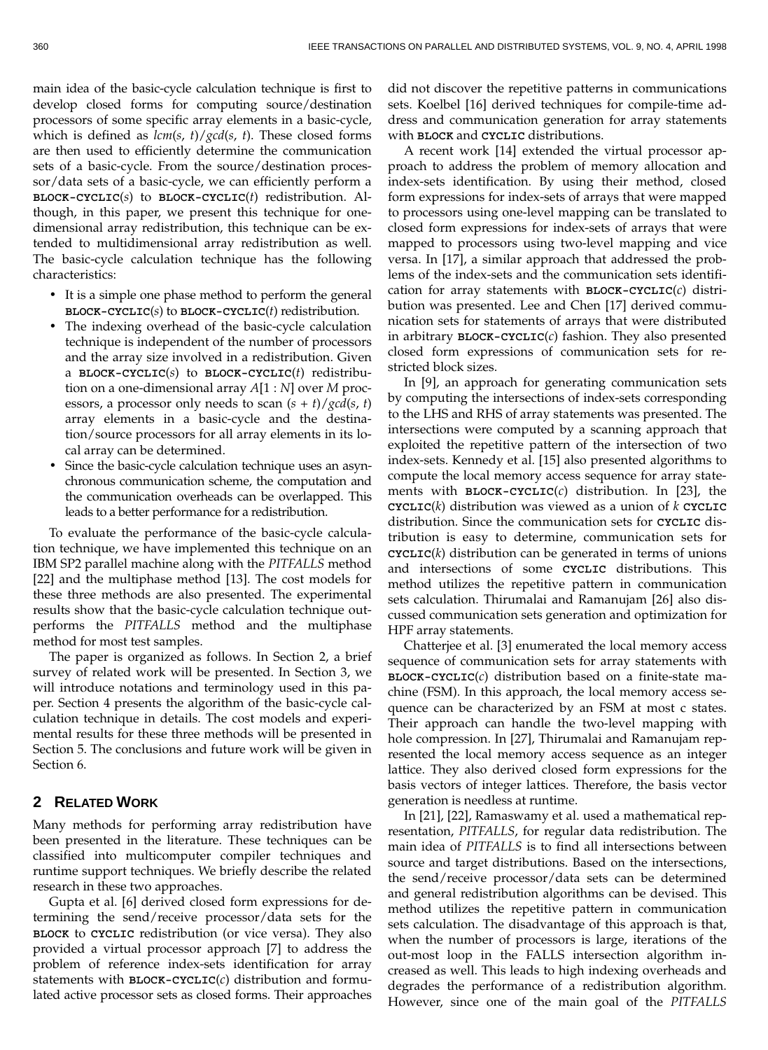main idea of the basic-cycle calculation technique is first to develop closed forms for computing source/destination processors of some specific array elements in a basic-cycle, which is defined as $lcm(s, t)/gcd(s, t)$. These closed forms are then used to efficiently determine the communication sets of a basic-cycle. From the source/destination processor/data sets of a basic-cycle, we can efficiently perform a **BLOCK-CYCLIC**($s$) to **BLOCK-CYCLIC**($t$) redistribution. Although, in this paper, we present this technique for one-dimensional array redistribution, this technique can be extended to multidimensional array redistribution as well. The basic-cycle calculation technique has the following characteristics:

- It is a simple one phase method to perform the general **BLOCK-CYCLIC**($s$) to **BLOCK-CYCLIC**($t$) redistribution.
- The indexing overhead of the basic-cycle calculation technique is independent of the number of processors and the array size involved in a redistribution. Given a **BLOCK-CYCLIC**($s$) to **BLOCK-CYCLIC**($t$) redistribution on a one-dimensional array $A[1 : N]$ over $M$ processors, a processor only needs to scan $(s + t)/gcd(s, t)$ array elements in a basic-cycle and the destination/source processors for all array elements in its local array can be determined.
- Since the basic-cycle calculation technique uses an asynchronous communication scheme, the computation and the communication overheads can be overlapped. This leads to a better performance for a redistribution.

To evaluate the performance of the basic-cycle calculation technique, we have implemented this technique on an IBM SP2 parallel machine along with the *PITFALLS* method [22] and the multiphase method [13]. The cost models for these three methods are also presented. The experimental results show that the basic-cycle calculation technique outperforms the *PITFALLS* method and the multiphase method for most test samples.

The paper is organized as follows. In Section 2, a brief survey of related work will be presented. In Section 3, we will introduce notations and terminology used in this paper. Section 4 presents the algorithm of the basic-cycle calculation technique in details. The cost models and experimental results for these three methods will be presented in Section 5. The conclusions and future work will be given in Section 6.

## 2 Related Work

Many methods for performing array redistribution have been presented in the literature. These techniques can be classified into multicomputer compiler techniques and runtime support techniques. We briefly describe the related research in these two approaches.

Gupta et al. [6] derived closed form expressions for determining the send/receive processor/data sets for the **BLOCK** to **CYCLIC** redistribution (or vice versa). They also provided a virtual processor approach [7] to address the problem of reference index-sets identification for array statements with **BLOCK-CYCLIC**($c$) distribution and formulated active processor sets as closed forms. Their approaches did not discover the repetitive patterns in communications sets. Koelbel [16] derived techniques for compile-time address and communication generation for array statements with **BLOCK** and **CYCLIC** distributions.

A recent work [14] extended the virtual processor approach to address the problem of memory allocation and index-sets identification. By using their method, closed form expressions for index-sets of arrays that were mapped to processors using one-level mapping can be translated to closed form expressions for index-sets of arrays that were mapped to processors using two-level mapping and vice versa. In [17], a similar approach that addressed the problems of the index-sets and the communication sets identification for array statements with **BLOCK-CYCLIC**($c$) distribution was presented. Lee and Chen [17] derived communication sets for statements of arrays that were distributed in arbitrary **BLOCK-CYCLIC**($c$) fashion. They also presented closed form expressions of communication sets for restricted block sizes.

In [9], an approach for generating communication sets by computing the intersections of index-sets corresponding to the LHS and RHS of array statements was presented. The intersections were computed by a scanning approach that exploited the repetitive pattern of the intersection of two index-sets. Kennedy et al. [15] also presented algorithms to compute the local memory access sequence for array statements with **BLOCK-CYCLIC**($c$) distribution. In [23], the **CYCLIC**($k$) distribution was viewed as a union of $k$ **CYCLIC** distribution. Since the communication sets for **CYCLIC** distribution is easy to determine, communication sets for **CYCLIC**($k$) distribution can be generated in terms of unions and intersections of some **CYCLIC** distributions. This method utilizes the repetitive pattern in communication sets calculation. Thirumalai and Ramanujam [26] also discussed communication sets generation and optimization for HPF array statements.

Chatterjee et al. [3] enumerated the local memory access sequence of communication sets for array statements with **BLOCK-CYCLIC**($c$) distribution based on a finite-state machine (FSM). In this approach, the local memory access sequence can be characterized by an FSM at most c states. Their approach can handle the two-level mapping with hole compression. In [27], Thirumalai and Ramanujam represented the local memory access sequence as an integer lattice. They also derived closed form expressions for the basis vectors of integer lattices. Therefore, the basis vector generation is needless at runtime.

In [21], [22], Ramaswamy et al. used a mathematical representation, *PITFALLS*, for regular data redistribution. The main idea of *PITFALLS* is to find all intersections between source and target distributions. Based on the intersections, the send/receive processor/data sets can be determined and general redistribution algorithms can be devised. This method utilizes the repetitive pattern in communication sets calculation. The disadvantage of this approach is that, when the number of processors is large, iterations of the out-most loop in the FALLS intersection algorithm increased as well. This leads to high indexing overheads and degrades the performance of a redistribution algorithm. However, since one of the main goal of the *PITFALLS*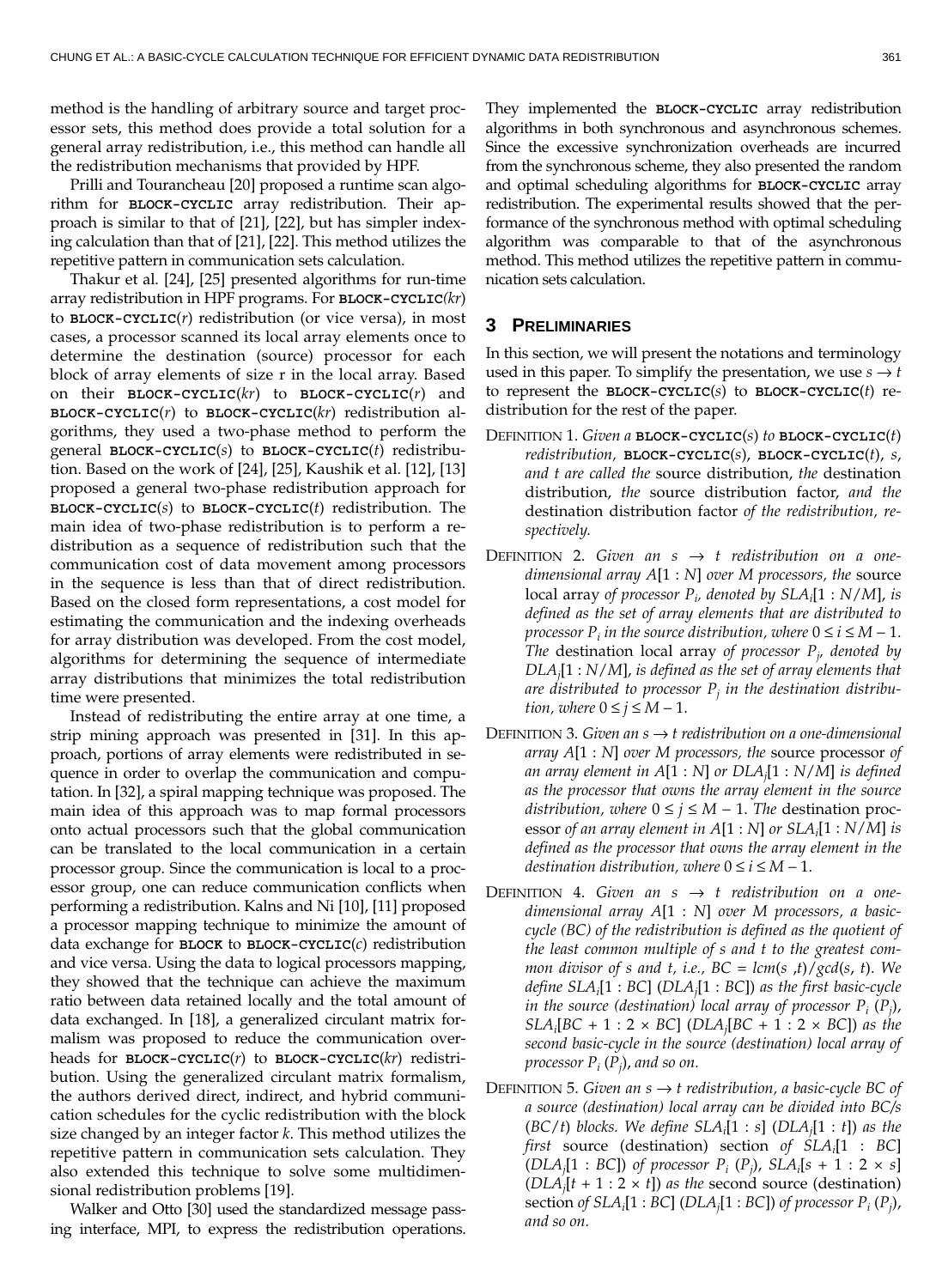method is the handling of arbitrary source and target processor sets, this method does provide a total solution for a general array redistribution, i.e., this method can handle all the redistribution mechanisms that provided by HPF.

Prilli and Tourancheau [20] proposed a runtime scan algorithm for **BLOCK-CYCLIC** array redistribution. Their approach is similar to that of [21], [22], but has simpler indexing calculation than that of [21], [22]. This method utilizes the repetitive pattern in communication sets calculation.

Thakur et al. [24], [25] presented algorithms for run-time array redistribution in HPF programs. For **BLOCK-CYCLIC**($kr$) to **BLOCK-CYCLIC**($r$) redistribution (or vice versa), in most cases, a processor scanned its local array elements once to determine the destination (source) processor for each block of array elements of size r in the local array. Based on their **BLOCK-CYCLIC**($kr$) to **BLOCK-CYCLIC**($r$) and **BLOCK-CYCLIC**($r$) to **BLOCK-CYCLIC**($kr$) redistribution algorithms, they used a two-phase method to perform the general **BLOCK-CYCLIC**($s$) to **BLOCK-CYCLIC**($t$) redistribution. Based on the work of [24], [25], Kaushik et al. [12], [13] proposed a general two-phase redistribution approach for **BLOCK-CYCLIC**($s$) to **BLOCK-CYCLIC**($t$) redistribution. The main idea of two-phase redistribution is to perform a redistribution as a sequence of redistribution such that the communication cost of data movement among processors in the sequence is less than that of direct redistribution. Based on the closed form representations, a cost model for estimating the communication and the indexing overheads for array distribution was developed. From the cost model, algorithms for determining the sequence of intermediate array distributions that minimizes the total redistribution time were presented.

Instead of redistributing the entire array at one time, a strip mining approach was presented in [31]. In this approach, portions of array elements were redistributed in sequence in order to overlap the communication and computation. In [32], a spiral mapping technique was proposed. The main idea of this approach was to map formal processors onto actual processors such that the global communication can be translated to the local communication in a certain processor group. Since the communication is local to a processor group, one can reduce communication conflicts when performing a redistribution. Kalns and Ni [10], [11] proposed a processor mapping technique to minimize the amount of data exchange for **BLOCK** to **BLOCK-CYCLIC**($c$) redistribution and vice versa. Using the data to logical processors mapping, they showed that the technique can achieve the maximum ratio between data retained locally and the total amount of data exchanged. In [18], a generalized circulant matrix formalism was proposed to reduce the communication overheads for **BLOCK-CYCLIC**($r$) to **BLOCK-CYCLIC**($kr$) redistribution. Using the generalized circulant matrix formalism, the authors derived direct, indirect, and hybrid communication schedules for the cyclic redistribution with the block size changed by an integer factor $k$. This method utilizes the repetitive pattern in communication sets calculation. They also extended this technique to solve some multidimensional redistribution problems [19].

Walker and Otto [30] used the standardized message passing interface, MPI, to express the redistribution operations. They implemented the **BLOCK-CYCLIC** array redistribution algorithms in both synchronous and asynchronous schemes. Since the excessive synchronization overheads are incurred from the synchronous scheme, they also presented the random and optimal scheduling algorithms for **BLOCK-CYCLIC** array redistribution. The experimental results showed that the performance of the synchronous method with optimal scheduling algorithm was comparable to that of the asynchronous method. This method utilizes the repetitive pattern in communication sets calculation.

## 3 Preliminaries

In this section, we will present the notations and terminology used in this paper. To simplify the presentation, we use $s \rightarrow t$ to represent the **BLOCK-CYCLIC**($s$) to **BLOCK-CYCLIC**($t$) redistribution for the rest of the paper.

DEFINITION 1. *Given a* **BLOCK-CYCLIC**($s$) *to* **BLOCK-CYCLIC**($t$) *redistribution,* **BLOCK-CYCLIC**($s$), **BLOCK-CYCLIC**($t$), $s$, *and* $t$ *are called the* source distribution, *the* destination distribution, *the* source distribution factor, *and the* destination distribution factor *of the redistribution, respectively.*

DEFINITION 2. *Given an* $s \rightarrow t$ *redistribution on a one-dimensional array* $A[1:N]$ *over* $M$ *processors, the* source local array *of processor* $P_i$*, denoted by* $SLA_i[1:N/M]$*, is defined as the set of array elements that are distributed to processor* $P_i$ *in the source distribution, where* $0 \le i \le M-1$*. The* destination local array *of processor* $P_j$*, denoted by* $DLA_j[1:N/M]$*, is defined as the set of array elements that are distributed to processor* $P_j$ *in the destination distribution, where* $0 \le j \le M-1$*.*

DEFINITION 3. *Given an* $s \rightarrow t$ *redistribution on a one-dimensional array* $A[1:N]$ *over* $M$ *processors, the* source processor *of an array element in* $A[1:N]$ *or* $DLA_j[1:N/M]$ *is defined as the processor that owns the array element in the source distribution, where* $0 \le j \le M-1$*. The* destination processor *of an array element in* $A[1:N]$ *or* $SLA_i[1:N/M]$ *is defined as the processor that owns the array element in the destination distribution, where* $0 \le i \le M-1$*.*

DEFINITION 4. *Given an* $s \rightarrow t$ *redistribution on a one-dimensional array* $A[1:N]$ *over* $M$ *processors, a basic-cycle (BC) of the redistribution is defined as the quotient of the least common multiple of* $s$ *and* $t$ *to the greatest common divisor of* $s$ *and* $t$*, i.e.,* $BC = lcm(s, t)/gcd(s, t)$*. We define* $SLA_i[1:BC]$ ($DLA_j[1:BC]$) *as the first basic-cycle in the source (destination) local array of processor* $P_i$ ($P_j$)*,* $SLA_i[BC+1:2 \times BC]$ ($DLA_j[BC+1:2 \times BC]$) *as the second basic-cycle in the source (destination) local array of processor* $P_i$ ($P_j$)*, and so on.*

DEFINITION 5. *Given an* $s \rightarrow t$ *redistribution, a basic-cycle BC of a source (destination) local array can be divided into* $BC/s$ ($BC/t$) *blocks. We define* $SLA_i[1:s]$ ($DLA_j[1:t]$) *as the first* source (destination) section *of* $SLA_i[1:BC]$ ($DLA_j[1:BC]$) *of processor* $P_i$ ($P_j$)*,* $SLA_i[s+1:2 \times s]$ ($DLA_j[t+1:2 \times t]$) *as the* second source (destination) section *of* $SLA_i[1:BC]$ ($DLA_j[1:BC]$) *of processor* $P_i$ ($P_j$)*, and so on.*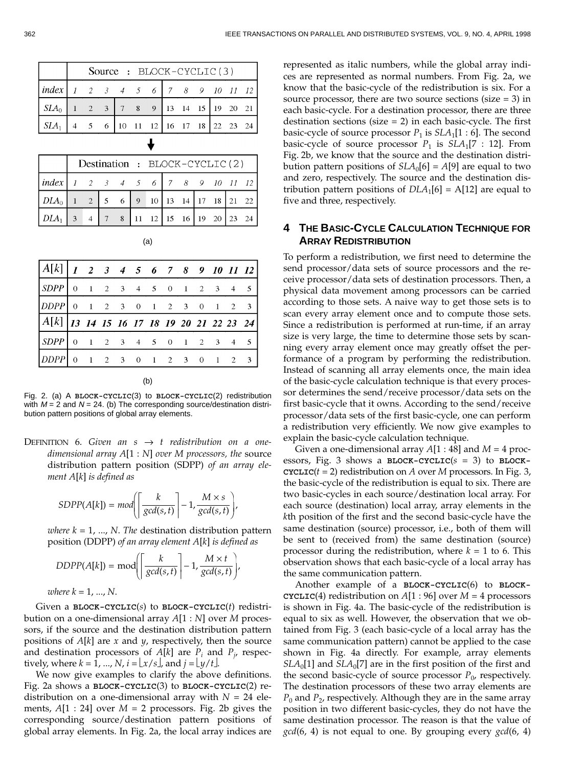|  | Source : BLOCK-CYCLIC(3) | | | | | | | | | | | |
|---|---|---|---|---|---|---|---|---|---|---|---|---|
| *index* | *1* | *2* | *3* | *4* | *5* | *6* | *7* | *8* | *9* | *10* | *11* | *12* |
| $SLA_0$ | 1 | 2 | 3 | 7 | 8 | 9 | 13 | 14 | 15 | 19 | 20 | 21 |
| $SLA_1$ | 4 | 5 | 6 | 10 | 11 | 12 | 16 | 17 | 18 | 22 | 23 | 24 |

|  | Destination : BLOCK-CYCLIC(2) | | | | | | | | | | | |
|---|---|---|---|---|---|---|---|---|---|---|---|---|
| *index* | *1* | *2* | *3* | *4* | *5* | *6* | *7* | *8* | *9* | *10* | *11* | *12* |
| $DLA_0$ | 1 | 2 | 5 | 6 | 9 | 10 | 13 | 14 | 17 | 18 | 21 | 22 |
| $DLA_1$ | 3 | 4 | 7 | 8 | 11 | 12 | 15 | 16 | 19 | 20 | 23 | 24 |

(a)

| $A[k]$ | **1** | **2** | **3** | **4** | **5** | **6** | **7** | **8** | **9** | **10** | **11** | **12** |
|---|---|---|---|---|---|---|---|---|---|---|---|---|
| *SDPP* | 0 | 1 | 2 | 3 | 4 | 5 | 0 | 1 | 2 | 3 | 4 | 5 |
| *DDPP* | 0 | 1 | 2 | 3 | 0 | 1 | 2 | 3 | 0 | 1 | 2 | 3 |
| $A[k]$ | **13** | **14** | **15** | **16** | **17** | **18** | **19** | **20** | **21** | **22** | **23** | **24** |
| *SDPP* | 0 | 1 | 2 | 3 | 4 | 5 | 0 | 1 | 2 | 3 | 4 | 5 |
| *DDPP* | 0 | 1 | 2 | 3 | 0 | 1 | 2 | 3 | 0 | 1 | 2 | 3 |

(b)

Fig. 2. (a) A BLOCK-CYCLIC(3) to BLOCK-CYCLIC(2) redistribution with $M = 2$ and $N = 24$. (b) The corresponding source/destination distribution pattern positions of global array elements.

DEFINITION 6. *Given an* $s \rightarrow t$ *redistribution on a one-dimensional array* $A[1:N]$ *over M processors, the* source distribution pattern position (SDPP) *of an array element* $A[k]$ *is defined as*

$$SDPP(A[k]) = mod\left(\left\lceil \frac{k}{gcd(s,t)} \right\rceil - 1, \frac{M \times s}{gcd(s,t)}\right),$$

*where* $k = 1, \ldots, N$. *The* destination distribution pattern position (DDPP) *of an array element* $A[k]$ *is defined as*

$$DDPP(A[k]) = \text{mod}\left(\left\lceil \frac{k}{gcd(s,t)} \right\rceil - 1, \frac{M \times t}{gcd(s,t)}\right),$$

*where* $k = 1, \ldots, N$.

Given a BLOCK-CYCLIC($s$) to BLOCK-CYCLIC($t$) redistribution on a one-dimensional array $A[1:N]$ over $M$ processors, if the source and the destination distribution pattern positions of $A[k]$ are $x$ and $y$, respectively, then the source and destination processors of $A[k]$ are $P_i$ and $P_j$, respectively, where $k = 1, \ldots, N$, $i = \lfloor x/s \rfloor$, and $j = \lfloor y/t \rfloor$.

We now give examples to clarify the above definitions. Fig. 2a shows a BLOCK-CYCLIC(3) to BLOCK-CYCLIC(2) redistribution on a one-dimensional array with $N = 24$ elements, $A[1:24]$ over $M = 2$ processors. Fig. 2b gives the corresponding source/destination pattern positions of global array elements. In Fig. 2a, the local array indices are represented as italic numbers, while the global array indices are represented as normal numbers. From Fig. 2a, we know that the basic-cycle of the redistribution is six. For a source processor, there are two source sections (size = 3) in each basic-cycle. For a destination processor, there are three destination sections (size = 2) in each basic-cycle. The first basic-cycle of source processor $P_1$ is $SLA_1[1:6]$. The second basic-cycle of source processor $P_1$ is $SLA_1[7:12]$. From Fig. 2b, we know that the source and the destination distribution pattern positions of $SLA_0[6] = A[9]$ are equal to two and zero, respectively. The source and the destination distribution pattern positions of $DLA_1[6] = A[12]$ are equal to five and three, respectively.

## 4 The Basic-Cycle Calculation Technique for Array Redistribution

To perform a redistribution, we first need to determine the send processor/data sets of source processors and the receive processor/data sets of destination processors. Then, a physical data movement among processors can be carried according to those sets. A naive way to get those sets is to scan every array element once and to compute those sets. Since a redistribution is performed at run-time, if an array size is very large, the time to determine those sets by scanning every array element once may greatly offset the performance of a program by performing the redistribution. Instead of scanning all array elements once, the main idea of the basic-cycle calculation technique is that every processor determines the send/receive processor/data sets on the first basic-cycle that it owns. According to the send/receive processor/data sets of the first basic-cycle, one can perform a redistribution very efficiently. We now give examples to explain the basic-cycle calculation technique.

Given a one-dimensional array $A[1:48]$ and $M = 4$ processors, Fig. 3 shows a BLOCK-CYCLIC($s = 3$) to BLOCK-CYCLIC($t = 2$) redistribution on $A$ over $M$ processors. In Fig. 3, the basic-cycle of the redistribution is equal to six. There are two basic-cycles in each source/destination local array. For each source (destination) local array, array elements in the $k$th position of the first and the second basic-cycle have the same destination (source) processor, i.e., both of them will be sent to (received from) the same destination (source) processor during the redistribution, where $k = 1$ to 6. This observation shows that each basic-cycle of a local array has the same communication pattern.

Another example of a BLOCK-CYCLIC(6) to BLOCK-CYCLIC(4) redistribution on $A[1:96]$ over $M = 4$ processors is shown in Fig. 4a. The basic-cycle of the redistribution is equal to six as well. However, the observation that we obtained from Fig. 3 (each basic-cycle of a local array has the same communication pattern) cannot be applied to the case shown in Fig. 4a directly. For example, array elements $SLA_0[1]$ and $SLA_0[7]$ are in the first position of the first and the second basic-cycle of source processor $P_0$, respectively. The destination processors of these two array elements are $P_0$ and $P_2$, respectively. Although they are in the same array position in two different basic-cycles, they do not have the same destination processor. The reason is that the value of $gcd(6, 4)$ is not equal to one. By grouping every $gcd(6, 4)$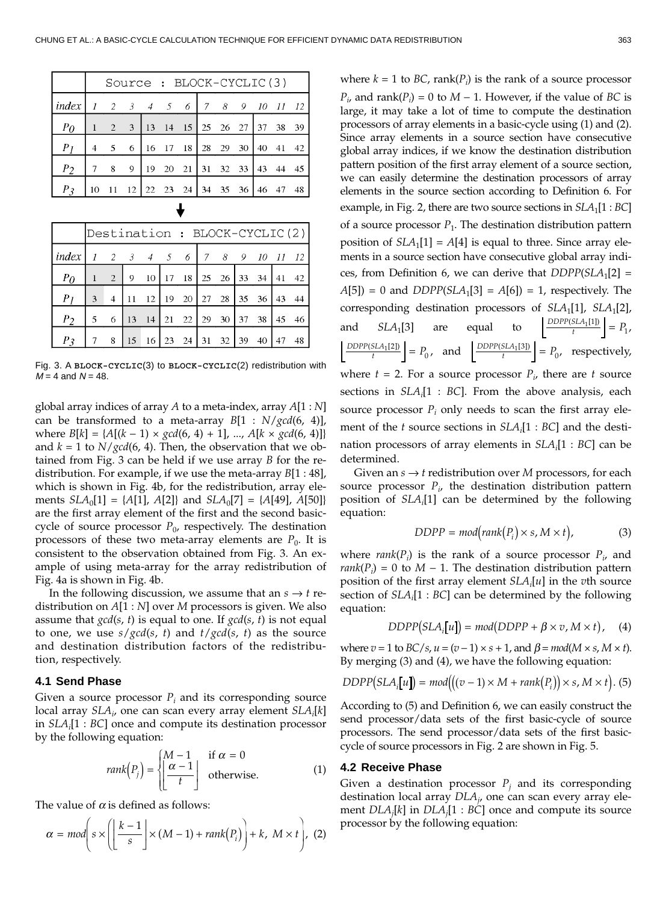| | Source : BLOCK-CYCLIC(3) | | | | | | | | | | | |
|---|---|---|---|---|---|---|---|---|---|---|---|---|
| *index* | 1 | 2 | 3 | 4 | 5 | 6 | 7 | 8 | 9 | 10 | 11 | 12 |
| $P_0$ | 1 | 2 | 3 | 13 | 14 | 15 | 25 | 26 | 27 | 37 | 38 | 39 |
| $P_1$ | 4 | 5 | 6 | 16 | 17 | 18 | 28 | 29 | 30 | 40 | 41 | 42 |
| $P_2$ | 7 | 8 | 9 | 19 | 20 | 21 | 31 | 32 | 33 | 43 | 44 | 45 |
| $P_3$ | 10 | 11 | 12 | 22 | 23 | 24 | 34 | 35 | 36 | 46 | 47 | 48 |

↓

| | Destination : BLOCK-CYCLIC(2) | | | | | | | | | | | |
|---|---|---|---|---|---|---|---|---|---|---|---|---|
| *index* | 1 | 2 | 3 | 4 | 5 | 6 | 7 | 8 | 9 | 10 | 11 | 12 |
| $P_0$ | 1 | 2 | 9 | 10 | 17 | 18 | 25 | 26 | 33 | 34 | 41 | 42 |
| $P_1$ | 3 | 4 | 11 | 12 | 19 | 20 | 27 | 28 | 35 | 36 | 43 | 44 |
| $P_2$ | 5 | 6 | 13 | 14 | 21 | 22 | 29 | 30 | 37 | 38 | 45 | 46 |
| $P_3$ | 7 | 8 | 15 | 16 | 23 | 24 | 31 | 32 | 39 | 40 | 47 | 48 |

Fig. 3. A **BLOCK-CYCLIC**(3) to **BLOCK-CYCLIC**(2) redistribution with $M = 4$ and $N = 48$.

global array indices of array $A$ to a meta-index, array $A[1 : N]$ can be transformed to a meta-array $B[1 : N/gcd(6, 4)]$, where $B[k] = \{A[(k - 1) \times gcd(6, 4) + 1], ..., A[k \times gcd(6, 4)]\}$ and $k = 1$ to $N/gcd(6, 4)$. Then, the observation that we obtained from Fig. 3 can be held if we use array $B$ for the redistribution. For example, if we use the meta-array $B[1 : 48]$, which is shown in Fig. 4b, for the redistribution, array elements $SLA_0[1] = \{A[1], A[2]\}$ and $SLA_0[7] = \{A[49], A[50]\}$ are the first array element of the first and the second basic-cycle of source processor $P_0$, respectively. The destination processors of these two meta-array elements are $P_0$. It is consistent to the observation obtained from Fig. 3. An example of using meta-array for the array redistribution of Fig. 4a is shown in Fig. 4b.

In the following discussion, we assume that an $s \rightarrow t$ redistribution on $A[1 : N]$ over $M$ processors is given. We also assume that $gcd(s, t)$ is equal to one. If $gcd(s, t)$ is not equal to one, we use $s/gcd(s, t)$ and $t/gcd(s, t)$ as the source and destination distribution factors of the redistribution, respectively.

### 4.1 Send Phase

Given a source processor $P_i$ and its corresponding source local array $SLA_i$, one can scan every array element $SLA_i[k]$ in $SLA_i[1 : BC]$ once and compute its destination processor by the following equation:

$$rank(P_j) = \begin{cases} M - 1 & \text{if } \alpha = 0 \\ \left\lfloor \dfrac{\alpha - 1}{t} \right\rfloor & \text{otherwise.} \end{cases} \quad (1)$$

The value of $\alpha$ is defined as follows:

$$\alpha = mod\left(s \times \left(\left\lfloor \frac{k-1}{s} \right\rfloor \times (M-1) + rank(P_i)\right) + k,\ M \times t\right), \quad (2)$$

where $k = 1$ to $BC$, rank($P_i$) is the rank of a source processor $P_i$, and rank($P_i$) = 0 to $M - 1$. However, if the value of $BC$ is large, it may take a lot of time to compute the destination processors of array elements in a basic-cycle using (1) and (2). Since array elements in a source section have consecutive global array indices, if we know the destination distribution pattern position of the first array element of a source section, we can easily determine the destination processors of array elements in the source section according to Definition 6. For example, in Fig. 2, there are two source sections in $SLA_1[1 : BC]$ of a source processor $P_1$. The destination distribution pattern position of $SLA_1[1] = A[4]$ is equal to three. Since array elements in a source section have consecutive global array indices, from Definition 6, we can derive that $DDPP(SLA_1[2] = A[5]) = 0$ and $DDPP(SLA_1[3] = A[6]) = 1$, respectively. The corresponding destination processors of $SLA_1[1]$, $SLA_1[2]$, and $SLA_1[3]$ are equal to $\left\lfloor \frac{DDPP(SLA_1[1])}{t} \right\rfloor = P_1$, $\left\lfloor \frac{DDPP(SLA_1[2])}{t} \right\rfloor = P_0$, and $\left\lfloor \frac{DDPP(SLA_1[3])}{t} \right\rfloor = P_0$, respectively, where $t = 2$. For a source processor $P_i$, there are $t$ source sections in $SLA_i[1 : BC]$. From the above analysis, each source processor $P_i$ only needs to scan the first array element of the $t$ source sections in $SLA_i[1 : BC]$ and the destination processors of array elements in $SLA_i[1 : BC]$ can be determined.

Given an $s \rightarrow t$ redistribution over $M$ processors, for each source processor $P_i$, the destination distribution pattern position of $SLA_i[1]$ can be determined by the following equation:

$$DDPP = mod\big(rank(P_i) \times s, M \times t\big), \quad (3)$$

where $rank(P_i)$ is the rank of a source processor $P_i$, and $rank(P_i) = 0$ to $M - 1$. The destination distribution pattern position of the first array element $SLA_i[u]$ in the $v$th source section of $SLA_i[1 : BC]$ can be determined by the following equation:

$$DDPP\big(SLA_i[u]\big) = mod\big(DDPP + \beta \times v, M \times t\big), \quad (4)$$

where $v = 1$ to $BC/s$, $u = (v - 1) \times s + 1$, and $\beta = mod(M \times s, M \times t)$. By merging (3) and (4), we have the following equation:

$$DDPP\big(SLA_i[u]\big) = mod\Big(\big((v-1) \times M + rank(P_i)\big) \times s, M \times t\Big). \quad (5)$$

According to (5) and Definition 6, we can easily construct the send processor/data sets of the first basic-cycle of source processors. The send processor/data sets of the first basic-cycle of source processors in Fig. 2 are shown in Fig. 5.

### 4.2 Receive Phase

Given a destination processor $P_j$ and its corresponding destination local array $DLA_j$, one can scan every array element $DLA_j[k]$ in $DLA_j[1 : BC]$ once and compute its source processor by the following equation: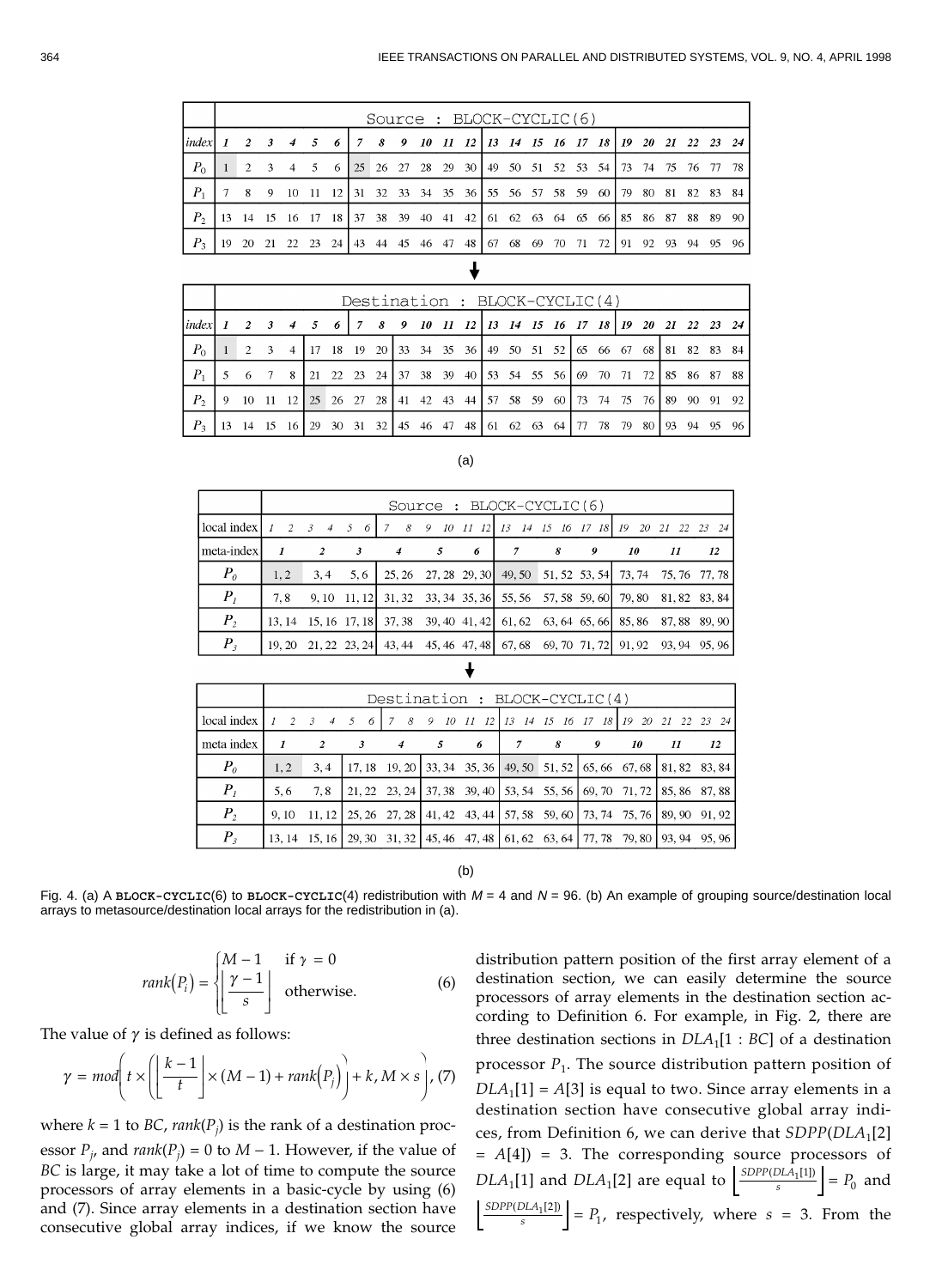| | Source : BLOCK-CYCLIC(6) | | | | | | | | | | | | | | | | | | | | | | | |
|---|---|---|---|---|---|---|---|---|---|---|---|---|---|---|---|---|---|---|---|---|---|---|---|---|
| index | 1 | 2 | 3 | 4 | 5 | 6 | 7 | 8 | 9 | 10 | 11 | 12 | 13 | 14 | 15 | 16 | 17 | 18 | 19 | 20 | 21 | 22 | 23 | 24 |
| $P_0$ | 1 | 2 | 3 | 4 | 5 | 6 | 25 | 26 | 27 | 28 | 29 | 30 | 49 | 50 | 51 | 52 | 53 | 54 | 73 | 74 | 75 | 76 | 77 | 78 |
| $P_1$ | 7 | 8 | 9 | 10 | 11 | 12 | 31 | 32 | 33 | 34 | 35 | 36 | 55 | 56 | 57 | 58 | 59 | 60 | 79 | 80 | 81 | 82 | 83 | 84 |
| $P_2$ | 13 | 14 | 15 | 16 | 17 | 18 | 37 | 38 | 39 | 40 | 41 | 42 | 61 | 62 | 63 | 64 | 65 | 66 | 85 | 86 | 87 | 88 | 89 | 90 |
| $P_3$ | 19 | 20 | 21 | 22 | 23 | 24 | 43 | 44 | 45 | 46 | 47 | 48 | 67 | 68 | 69 | 70 | 71 | 72 | 91 | 92 | 93 | 94 | 95 | 96 |

| | Destination : BLOCK-CYCLIC(4) | | | | | | | | | | | | | | | | | | | | | | | |
|---|---|---|---|---|---|---|---|---|---|---|---|---|---|---|---|---|---|---|---|---|---|---|---|---|
| index | 1 | 2 | 3 | 4 | 5 | 6 | 7 | 8 | 9 | 10 | 11 | 12 | 13 | 14 | 15 | 16 | 17 | 18 | 19 | 20 | 21 | 22 | 23 | 24 |
| $P_0$ | 1 | 2 | 3 | 4 | 17 | 18 | 19 | 20 | 33 | 34 | 35 | 36 | 49 | 50 | 51 | 52 | 65 | 66 | 67 | 68 | 81 | 82 | 83 | 84 |
| $P_1$ | 5 | 6 | 7 | 8 | 21 | 22 | 23 | 24 | 37 | 38 | 39 | 40 | 53 | 54 | 55 | 56 | 69 | 70 | 71 | 72 | 85 | 86 | 87 | 88 |
| $P_2$ | 9 | 10 | 11 | 12 | 25 | 26 | 27 | 28 | 41 | 42 | 43 | 44 | 57 | 58 | 59 | 60 | 73 | 74 | 75 | 76 | 89 | 90 | 91 | 92 |
| $P_3$ | 13 | 14 | 15 | 16 | 29 | 30 | 31 | 32 | 45 | 46 | 47 | 48 | 61 | 62 | 63 | 64 | 77 | 78 | 79 | 80 | 93 | 94 | 95 | 96 |

(a)

| | Source : BLOCK-CYCLIC(6) | | | | | | | | | | | |
|---|---|---|---|---|---|---|---|---|---|---|---|---|
| local index | 1 2 | 3 4 | 5 6 | 7 8 | 9 10 | 11 12 | 13 14 | 15 16 | 17 18 | 19 20 | 21 22 | 23 24 |
| meta-index | 1 | 2 | 3 | 4 | 5 | 6 | 7 | 8 | 9 | 10 | 11 | 12 |
| $P_0$ | 1, 2 | 3, 4 | 5, 6 | 25, 26 | 27, 28 | 29, 30 | 49, 50 | 51, 52 | 53, 54 | 73, 74 | 75, 76 | 77, 78 |
| $P_1$ | 7, 8 | 9, 10 | 11, 12 | 31, 32 | 33, 34 | 35, 36 | 55, 56 | 57, 58 | 59, 60 | 79, 80 | 81, 82 | 83, 84 |
| $P_2$ | 13, 14 | 15, 16 | 17, 18 | 37, 38 | 39, 40 | 41, 42 | 61, 62 | 63, 64 | 65, 66 | 85, 86 | 87, 88 | 89, 90 |
| $P_3$ | 19, 20 | 21, 22 | 23, 24 | 43, 44 | 45, 46 | 47, 48 | 67, 68 | 69, 70 | 71, 72 | 91, 92 | 93, 94 | 95, 96 |

| | Destination : BLOCK-CYCLIC(4) | | | | | | | | | | | |
|---|---|---|---|---|---|---|---|---|---|---|---|---|
| local index | 1 2 | 3 4 | 5 6 | 7 8 | 9 10 | 11 12 | 13 14 | 15 16 | 17 18 | 19 20 | 21 22 | 23 24 |
| meta index | 1 | 2 | 3 | 4 | 5 | 6 | 7 | 8 | 9 | 10 | 11 | 12 |
| $P_0$ | 1, 2 | 3, 4 | 17, 18 | 19, 20 | 33, 34 | 35, 36 | 49, 50 | 51, 52 | 65, 66 | 67, 68 | 81, 82 | 83, 84 |
| $P_1$ | 5, 6 | 7, 8 | 21, 22 | 23, 24 | 37, 38 | 39, 40 | 53, 54 | 55, 56 | 69, 70 | 71, 72 | 85, 86 | 87, 88 |
| $P_2$ | 9, 10 | 11, 12 | 25, 26 | 27, 28 | 41, 42 | 43, 44 | 57, 58 | 59, 60 | 73, 74 | 75, 76 | 89, 90 | 91, 92 |
| $P_3$ | 13, 14 | 15, 16 | 29, 30 | 31, 32 | 45, 46 | 47, 48 | 61, 62 | 63, 64 | 77, 78 | 79, 80 | 93, 94 | 95, 96 |

(b)

Fig. 4. (a) A **BLOCK-CYCLIC**(6) to **BLOCK-CYCLIC**(4) redistribution with $M = 4$ and $N = 96$. (b) An example of grouping source/destination local arrays to metasource/destination local arrays for the redistribution in (a).

$$rank(P_i) = \begin{cases} M-1 & \text{if } \gamma = 0 \\ \left\lfloor \dfrac{\gamma - 1}{s} \right\rfloor & \text{otherwise.} \end{cases} \quad (6)$$

The value of $\gamma$ is defined as follows:

$$\gamma = mod\left( t \times \left( \left\lfloor \frac{k-1}{t} \right\rfloor \times (M-1) + rank(P_j) \right) + k, M \times s \right), \quad (7)$$

where $k = 1$ to $BC$, $rank(P_j)$ is the rank of a destination processor $P_j$, and $rank(P_j) = 0$ to $M - 1$. However, if the value of $BC$ is large, it may take a lot of time to compute the source processors of array elements in a basic-cycle by using (6) and (7). Since array elements in a destination section have consecutive global array indices, if we know the source distribution pattern position of the first array element of a destination section, we can easily determine the source processors of array elements in the destination section according to Definition 6. For example, in Fig. 2, there are three destination sections in $DLA_1[1 : BC]$ of a destination processor $P_1$. The source distribution pattern position of $DLA_1[1] = A[3]$ is equal to two. Since array elements in a destination section have consecutive global array indices, from Definition 6, we can derive that $SDPP(DLA_1[2] = A[4]) = 3$. The corresponding source processors of $DLA_1[1]$ and $DLA_1[2]$ are equal to $\left\lfloor \frac{SDPP(DLA_1[1])}{s} \right\rfloor = P_0$ and $\left\lfloor \frac{SDPP(DLA_1[2])}{s} \right\rfloor = P_1$, respectively, where $s = 3$. From the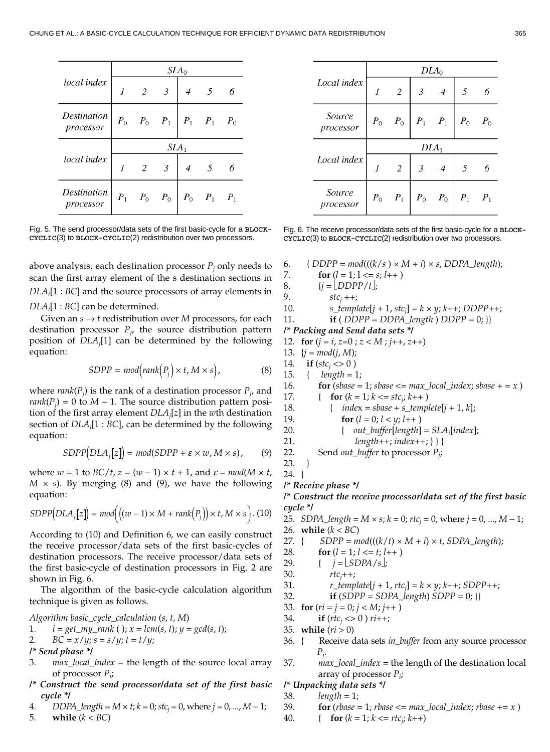| local index | $SLA_0$ | | | | | |
|---|---|---|---|---|---|---|
| | 1 | 2 | 3 | 4 | 5 | 6 |
| Destination processor | $P_0$ | $P_0$ | $P_1$ | $P_1$ | $P_1$ | $P_0$ |
| local index | $SLA_1$ | | | | | |
| | 1 | 2 | 3 | 4 | 5 | 6 |
| Destination processor | $P_1$ | $P_0$ | $P_0$ | $P_0$ | $P_1$ | $P_1$ |

Fig. 5. The send processor/data sets of the first basic-cycle for a `BLOCK-CYCLIC`(3) to `BLOCK-CYCLIC`(2) redistribution over two processors.

| Local index | $DLA_0$ | | | | | |
|---|---|---|---|---|---|---|
| | 1 | 2 | 3 | 4 | 5 | 6 |
| Source processor | $P_0$ | $P_0$ | $P_1$ | $P_1$ | $P_0$ | $P_0$ |
| Local index | $DLA_1$ | | | | | |
| | 1 | 2 | 3 | 4 | 5 | 6 |
| Source processor | $P_0$ | $P_1$ | $P_0$ | $P_0$ | $P_1$ | $P_1$ |

Fig. 6. The receive processor/data sets of the first basic-cycle for a `BLOCK-CYCLIC`(3) to `BLOCK-CYCLIC`(2) redistribution over two processors.

above analysis, each destination processor $P_j$ only needs to scan the first array element of the s destination sections in $DLA_i[1 : BC]$ and the source processors of array elements in $DLA_i[1 : BC]$ can be determined.

Given an $s \rightarrow t$ redistribution over $M$ processors, for each destination processor $P_j$, the source distribution pattern position of $DLA_j[1]$ can be determined by the following equation:

$$SDPP = mod\left(rank\left(P_j\right) \times t, M \times s\right), \quad (8)$$

where $rank(P_j)$ is the rank of a destination processor $P_j$, and $rank(P_j) = 0$ to $M - 1$. The source distribution pattern position of the first array element $DLA_j[z]$ in the $w$th destination section of $DLA_j[1 : BC]$, can be determined by the following equation:

$$SDPP\left(DLA_j[z]\right) = mod(SDPP + \varepsilon \times w, M \times s), \quad (9)$$

where $w = 1$ to $BC/t$, $z = (w - 1) \times t + 1$, and $\varepsilon = mod(M \times t, M \times s)$. By merging (8) and (9), we have the following equation:

$$SDPP\left(DLA_j[z]\right) = mod\left(\left((w-1) \times M + rank\left(P_j\right)\right) \times t, M \times s\right). \quad (10)$$

According to (10) and Definition 6, we can easily construct the receive processor/data sets of the first basic-cycles of destination processors. The receive processor/data sets of the first basic-cycle of destination processors in Fig. 2 are shown in Fig. 6.

The algorithm of the basic-cycle calculation algorithm technique is given as follows.

```
Algorithm basic_cycle_calculation (s, t, M)
1.  i = get_my_rank ( ); x = lcm(s, t); y = gcd(s, t);
2.  BC = x/y; s = s/y; t = t/y;
/* Send phase */
3.  max_local_index = the length of the source local array
    of processor P_i;
/* Construct the send processor/data set of the first basic
   cycle */
4.  DDPA_length = M × t; k = 0; stc_j = 0, where j = 0, ..., M – 1;
5.  while (k < BC)
6.  { DDPP = mod(((k/s ) × M + i) × s, DDPA_length);
7.      for (l = 1; l <= s; l++ )
8.      {j = ⌊DDPP/t⌋;
9.          stc_j ++;
10.         s_template[j + 1, stc_j] = k × y; k++; DDPP++;
11.         if ( DDPP = DDPA_length ) DDPP = 0; }}
/* Packing and Send data sets */
12. for (j = i, z=0 ; z < M ; j++, z++)
13. {j = mod(j, M);
14.   if (stc_j <> 0 )
15.   {   length = 1;
16.       for (sbase = 1; sbase <= max_local_index; sbase + = x )
17.       {   for (k = 1; k <= stc_j; k++ )
18.           {   index = sbase + s_template[j + 1, k];
19.               for (l = 0; l < y; l++ )
20.               {   out_buffer[length] = SLA_i[index];
21.                   length++; index++; } } }
22.       Send out_buffer to processor P_j;
23.   }
24. }
/* Receive phase */
/* Construct the receive processor/data set of the first basic
   cycle */
25. SDPA_length = M × s; k = 0; rtc_j = 0, where j = 0, ..., M – 1;
26. while (k < BC)
27. {     SDPP = mod(((k/t) × M + i) × t, SDPA_length);
28.       for (l = 1; l <= t; l++ )
29.       {   j = ⌊SDPA/s⌋;
30.           rtc_j++;
31.           r_template[j + 1, rtc_j] = k × y; k++; SDPP++;
32.           if (SDPP = SDPA_length) SDPP = 0; }}
33. for (ri = j = 0; j < M; j++ )
34.     if (rtc_j <> 0 ) ri++;
35. while (ri > 0)
36. {     Receive data sets in_buffer from any source processor
          P_j.
37.       max_local_index = the length of the destination local
          array of processor P_i;
/* Unpacking data sets */
38.       length = 1;
39.       for (rbase = 1; rbase <= max_local_index; rbase += x )
40.       {   for (k = 1; k <= rtc_j; k++)
```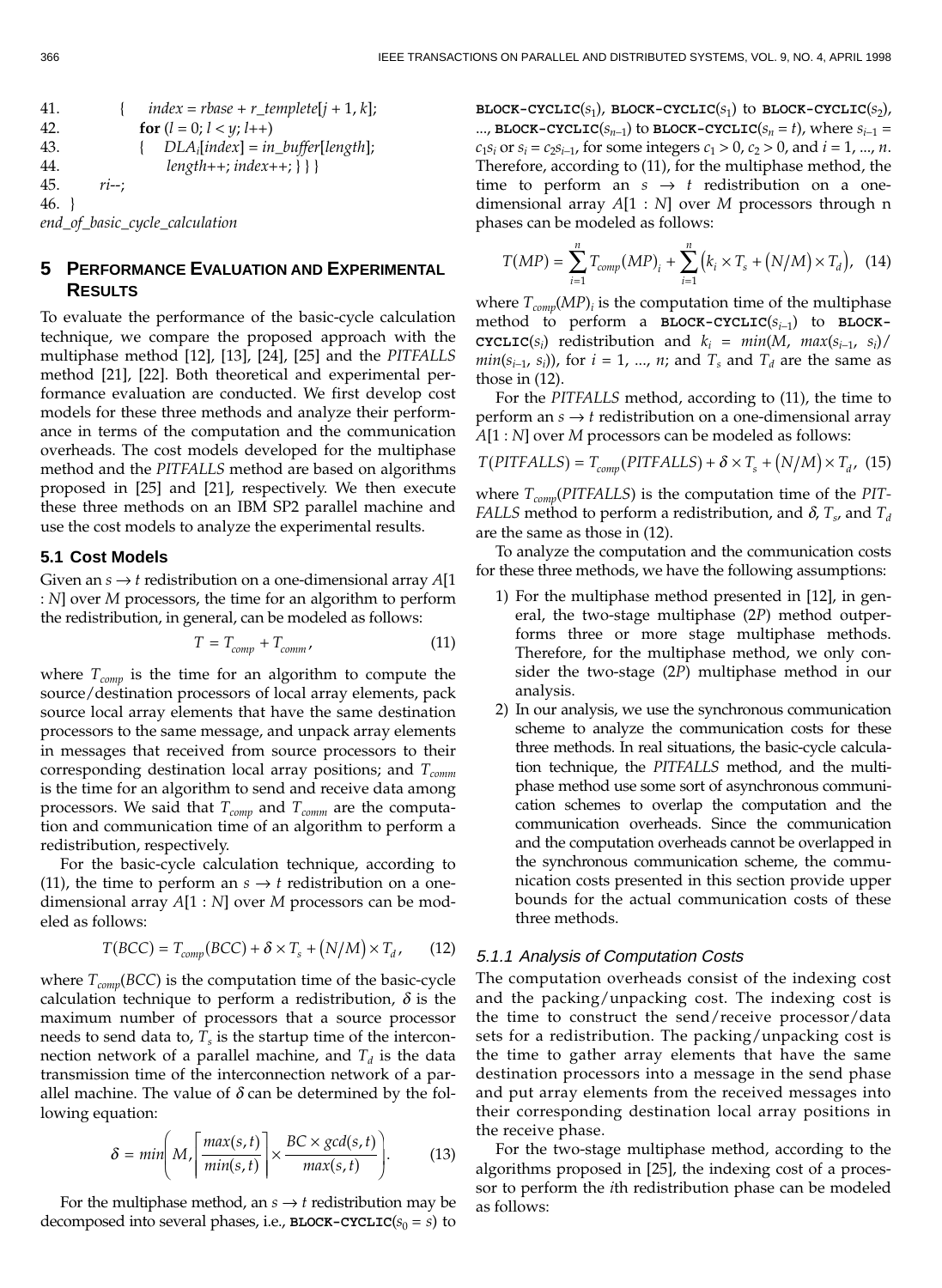```
41.         {    index = rbase + r_templete[j + 1, k];
42.              for (l = 0; l < y; l++)
43.              {    DLA_i[index] = in_buffer[length];
44.                   length++; index++; } } }
45.      ri--;
46.  }
end_of_basic_cycle_calculation
```

## 5 Performance Evaluation and Experimental Results

To evaluate the performance of the basic-cycle calculation technique, we compare the proposed approach with the multiphase method [12], [13], [24], [25] and the *PITFALLS* method [21], [22]. Both theoretical and experimental performance evaluation are conducted. We first develop cost models for these three methods and analyze their performance in terms of the computation and the communication overheads. The cost models developed for the multiphase method and the *PITFALLS* method are based on algorithms proposed in [25] and [21], respectively. We then execute these three methods on an IBM SP2 parallel machine and use the cost models to analyze the experimental results.

### 5.1 Cost Models

Given an $s \rightarrow t$ redistribution on a one-dimensional array $A[1 : N]$ over $M$ processors, the time for an algorithm to perform the redistribution, in general, can be modeled as follows:

$$T = T_{comp} + T_{comm}, \tag{11}$$

where $T_{comp}$ is the time for an algorithm to compute the source/destination processors of local array elements, pack source local array elements that have the same destination processors to the same message, and unpack array elements in messages that received from source processors to their corresponding destination local array positions; and $T_{comm}$ is the time for an algorithm to send and receive data among processors. We said that $T_{comp}$ and $T_{comm}$ are the computation and communication time of an algorithm to perform a redistribution, respectively.

For the basic-cycle calculation technique, according to (11), the time to perform an $s \rightarrow t$ redistribution on a one-dimensional array $A[1 : N]$ over $M$ processors can be modeled as follows:

$$T(BCC) = T_{comp}(BCC) + \delta \times T_s + (N/M) \times T_d, \tag{12}$$

where $T_{comp}(BCC)$ is the computation time of the basic-cycle calculation technique to perform a redistribution, $\delta$ is the maximum number of processors that a source processor needs to send data to, $T_s$ is the startup time of the interconnection network of a parallel machine, and $T_d$ is the data transmission time of the interconnection network of a parallel machine. The value of $\delta$ can be determined by the following equation:

$$\delta = min\left(M, \left\lceil \frac{max(s,t)}{min(s,t)} \right\rceil \times \frac{BC \times gcd(s,t)}{max(s,t)}\right). \tag{13}$$

For the multiphase method, an $s \rightarrow t$ redistribution may be decomposed into several phases, i.e., **BLOCK-CYCLIC**($s_0 = s$) to **BLOCK-CYCLIC**($s_1$), **BLOCK-CYCLIC**($s_1$) to **BLOCK-CYCLIC**($s_2$), ..., **BLOCK-CYCLIC**($s_{n-1}$) to **BLOCK-CYCLIC**($s_n = t$), where $s_{i-1} = c_1 s_i$ or $s_i = c_2 s_{i-1}$, for some integers $c_1 > 0$, $c_2 > 0$, and $i = 1, ..., n$. Therefore, according to (11), for the multiphase method, the time to perform an $s \rightarrow t$ redistribution on a one-dimensional array $A[1 : N]$ over $M$ processors through n phases can be modeled as follows:

$$T(MP) = \sum_{i=1}^{n} T_{comp}(MP)_i + \sum_{i=1}^{n} \left(k_i \times T_s + (N/M) \times T_d\right), \tag{14}$$

where $T_{comp}(MP)_i$ is the computation time of the multiphase method to perform a **BLOCK-CYCLIC**($s_{i-1}$) to **BLOCK-CYCLIC**($s_i$) redistribution and $k_i = min(M, max(s_{i-1}, s_i)/min(s_{i-1}, s_i))$, for $i = 1, ..., n$; and $T_s$ and $T_d$ are the same as those in (12).

For the *PITFALLS* method, according to (11), the time to perform an $s \rightarrow t$ redistribution on a one-dimensional array $A[1 : N]$ over $M$ processors can be modeled as follows:

$$T(PITFALLS) = T_{comp}(PITFALLS) + \delta \times T_s + (N/M) \times T_d, \tag{15}$$

where $T_{comp}(PITFALLS)$ is the computation time of the *PITFALLS* method to perform a redistribution, and $\delta$, $T_s$, and $T_d$ are the same as those in (12).

To analyze the computation and the communication costs for these three methods, we have the following assumptions:

1) For the multiphase method presented in [12], in general, the two-stage multiphase (2*P*) method outperforms three or more stage multiphase methods. Therefore, for the multiphase method, we only consider the two-stage (2*P*) multiphase method in our analysis.
2) In our analysis, we use the synchronous communication scheme to analyze the communication costs for these three methods. In real situations, the basic-cycle calculation technique, the *PITFALLS* method, and the multiphase method use some sort of asynchronous communication schemes to overlap the computation and the communication overheads. Since the communication and the computation overheads cannot be overlapped in the synchronous communication scheme, the communication costs presented in this section provide upper bounds for the actual communication costs of these three methods.

#### 5.1.1 Analysis of Computation Costs

The computation overheads consist of the indexing cost and the packing/unpacking cost. The indexing cost is the time to construct the send/receive processor/data sets for a redistribution. The packing/unpacking cost is the time to gather array elements that have the same destination processors into a message in the send phase and put array elements from the received messages into their corresponding destination local array positions in the receive phase.

For the two-stage multiphase method, according to the algorithms proposed in [25], the indexing cost of a processor to perform the *i*th redistribution phase can be modeled as follows: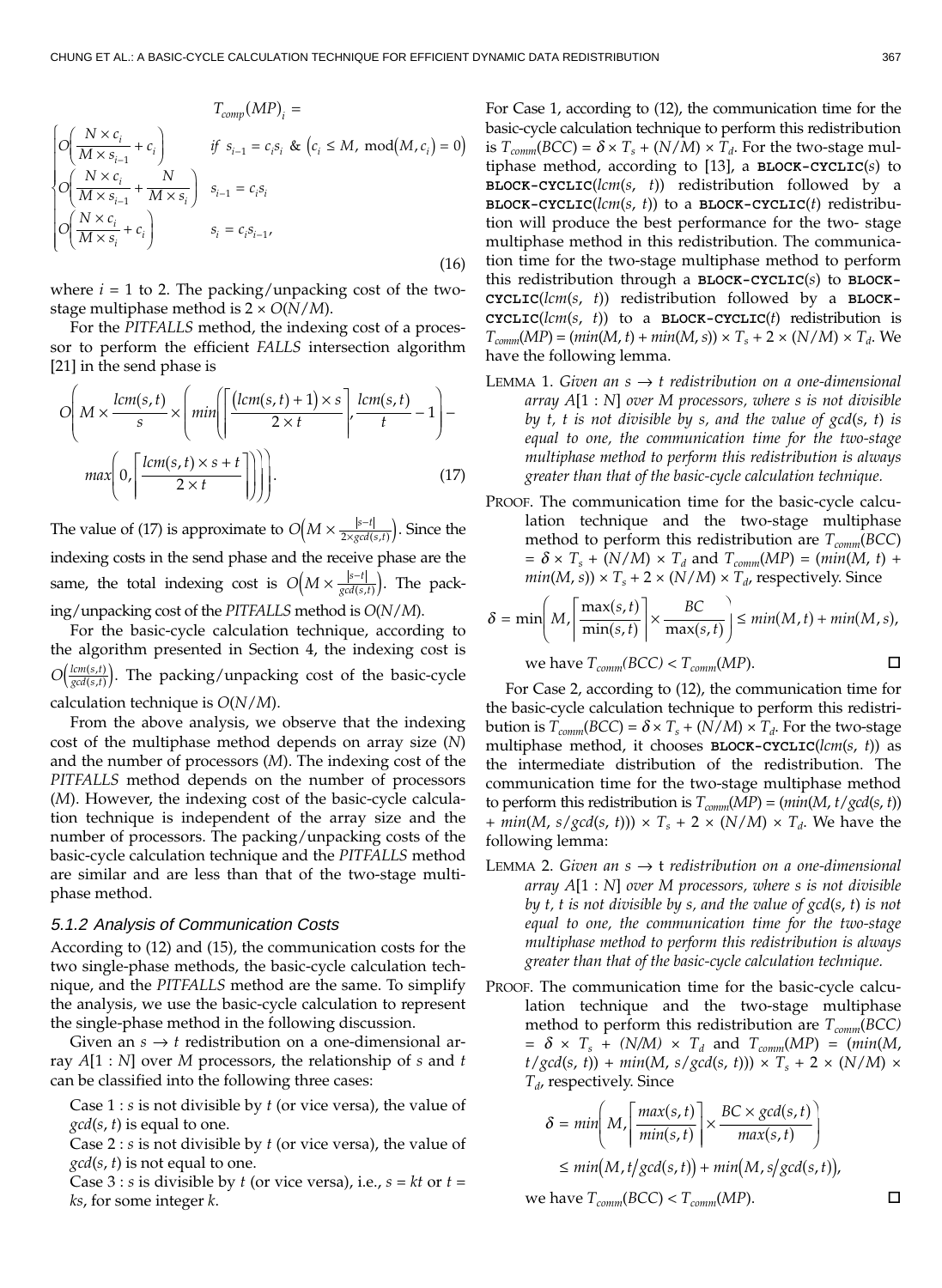$$T_{comp}(MP)_i = \begin{cases} O\left(\frac{N \times c_i}{M \times s_{i-1}} + c_i\right) & \text{if } s_{i-1} = c_i s_i \ \& \ \left(c_i \le M, \ \text{mod}(M, c_i) = 0\right) \\ O\left(\frac{N \times c_i}{M \times s_{i-1}} + \frac{N}{M \times s_i}\right) & s_{i-1} = c_i s_i \\ O\left(\frac{N \times c_i}{M \times s_i} + c_i\right) & s_i = c_i s_{i-1}, \end{cases} \tag{16}$$

where $i$ = 1 to 2. The packing/unpacking cost of the two-stage multiphase method is $2 \times O(N/M)$.

For the *PITFALLS* method, the indexing cost of a processor to perform the efficient *FALLS* intersection algorithm [21] in the send phase is

$$O\left(M \times \frac{lcm(s,t)}{s} \times \left(min\left(\left\lceil \frac{(lcm(s,t)+1) \times s}{2 \times t} \right\rceil, \frac{lcm(s,t)}{t} - 1\right) - max\left(0, \left\lceil \frac{lcm(s,t) \times s + t}{2 \times t} \right\rceil\right)\right)\right). \tag{17}$$

The value of (17) is approximate to $O\left(M \times \frac{|s-t|}{2 \times gcd(s,t)}\right)$. Since the indexing costs in the send phase and the receive phase are the same, the total indexing cost is $O\left(M \times \frac{|s-t|}{gcd(s,t)}\right)$. The packing/unpacking cost of the *PITFALLS* method is $O(N/M)$.

For the basic-cycle calculation technique, according to the algorithm presented in Section 4, the indexing cost is $O\left(\frac{lcm(s,t)}{gcd(s,t)}\right)$. The packing/unpacking cost of the basic-cycle calculation technique is $O(N/M)$.

From the above analysis, we observe that the indexing cost of the multiphase method depends on array size ($N$) and the number of processors ($M$). The indexing cost of the *PITFALLS* method depends on the number of processors ($M$). However, the indexing cost of the basic-cycle calculation technique is independent of the array size and the number of processors. The packing/unpacking costs of the basic-cycle calculation technique and the *PITFALLS* method are similar and are less than that of the two-stage multiphase method.

### 5.1.2 Analysis of Communication Costs

According to (12) and (15), the communication costs for the two single-phase methods, the basic-cycle calculation technique, and the *PITFALLS* method are the same. To simplify the analysis, we use the basic-cycle calculation to represent the single-phase method in the following discussion.

Given an $s \rightarrow t$ redistribution on a one-dimensional array $A[1:N]$ over $M$ processors, the relationship of $s$ and $t$ can be classified into the following three cases:

Case 1 : $s$ is not divisible by $t$ (or vice versa), the value of $gcd(s, t)$ is equal to one.

Case 2 : $s$ is not divisible by $t$ (or vice versa), the value of $gcd(s, t)$ is not equal to one.

Case 3 : $s$ is divisible by $t$ (or vice versa), i.e., $s = kt$ or $t = ks$, for some integer $k$.

For Case 1, according to (12), the communication time for the basic-cycle calculation technique to perform this redistribution is $T_{comm}(BCC) = \delta \times T_s + (N/M) \times T_d$. For the two-stage multiphase method, according to [13], a **BLOCK-CYCLIC**($s$) to **BLOCK-CYCLIC**($lcm(s, t)$) redistribution followed by a **BLOCK-CYCLIC**($lcm(s, t)$) to a **BLOCK-CYCLIC**($t$) redistribution will produce the best performance for the two- stage multiphase method in this redistribution. The communication time for the two-stage multiphase method to perform this redistribution through a **BLOCK-CYCLIC**($s$) to **BLOCK-CYCLIC**($lcm(s, t)$) redistribution followed by a **BLOCK-CYCLIC**($lcm(s, t)$) to a **BLOCK-CYCLIC**($t$) redistribution is $T_{comm}(MP) = (min(M, t) + min(M, s)) \times T_s + 2 \times (N/M) \times T_d$. We have the following lemma.

LEMMA 1. *Given an $s \rightarrow t$ redistribution on a one-dimensional array $A[1:N]$ over $M$ processors, where $s$ is not divisible by $t$, $t$ is not divisible by $s$, and the value of $gcd(s, t)$ is equal to one, the communication time for the two-stage multiphase method to perform this redistribution is always greater than that of the basic-cycle calculation technique.*

PROOF. The communication time for the basic-cycle calculation technique and the two-stage multiphase method to perform this redistribution are $T_{comm}(BCC) = \delta \times T_s + (N/M) \times T_d$ and $T_{comm}(MP) = (min(M, t) + min(M, s)) \times T_s + 2 \times (N/M) \times T_d$, respectively. Since

$$\delta = \min\left(M, \left\lceil \frac{\max(s,t)}{\min(s,t)} \right\rceil \times \frac{BC}{\max(s,t)}\right) \le min(M,t) + min(M,s),$$

we have $T_{comm}(BCC) < T_{comm}(MP)$. □

For Case 2, according to (12), the communication time for the basic-cycle calculation technique to perform this redistribution is $T_{comm}(BCC) = \delta \times T_s + (N/M) \times T_d$. For the two-stage multiphase method, it chooses **BLOCK-CYCLIC**($lcm(s, t)$) as the intermediate distribution of the redistribution. The communication time for the two-stage multiphase method to perform this redistribution is $T_{comm}(MP) = (min(M, t/gcd(s, t)) + min(M, s/gcd(s, t))) \times T_s + 2 \times (N/M) \times T_d$. We have the following lemma:

LEMMA 2. *Given an $s \rightarrow t$ redistribution on a one-dimensional array $A[1:N]$ over $M$ processors, where $s$ is not divisible by $t$, $t$ is not divisible by $s$, and the value of $gcd(s, t)$ is not equal to one, the communication time for the two-stage multiphase method to perform this redistribution is always greater than that of the basic-cycle calculation technique.*

PROOF. The communication time for the basic-cycle calculation technique and the two-stage multiphase method to perform this redistribution are $T_{comm}(BCC) = \delta \times T_s + (N/M) \times T_d$ and $T_{comm}(MP) = (min(M, t/gcd(s, t)) + min(M, s/gcd(s, t))) \times T_s + 2 \times (N/M) \times T_d$, respectively. Since

$$\delta = min\left(M, \left\lceil \frac{max(s,t)}{min(s,t)} \right\rceil \times \frac{BC \times gcd(s,t)}{max(s,t)}\right) \le min\left(M, t/gcd(s,t)\right) + min\left(M, s/gcd(s,t)\right),$$

we have $T_{comm}(BCC) < T_{comm}(MP)$. □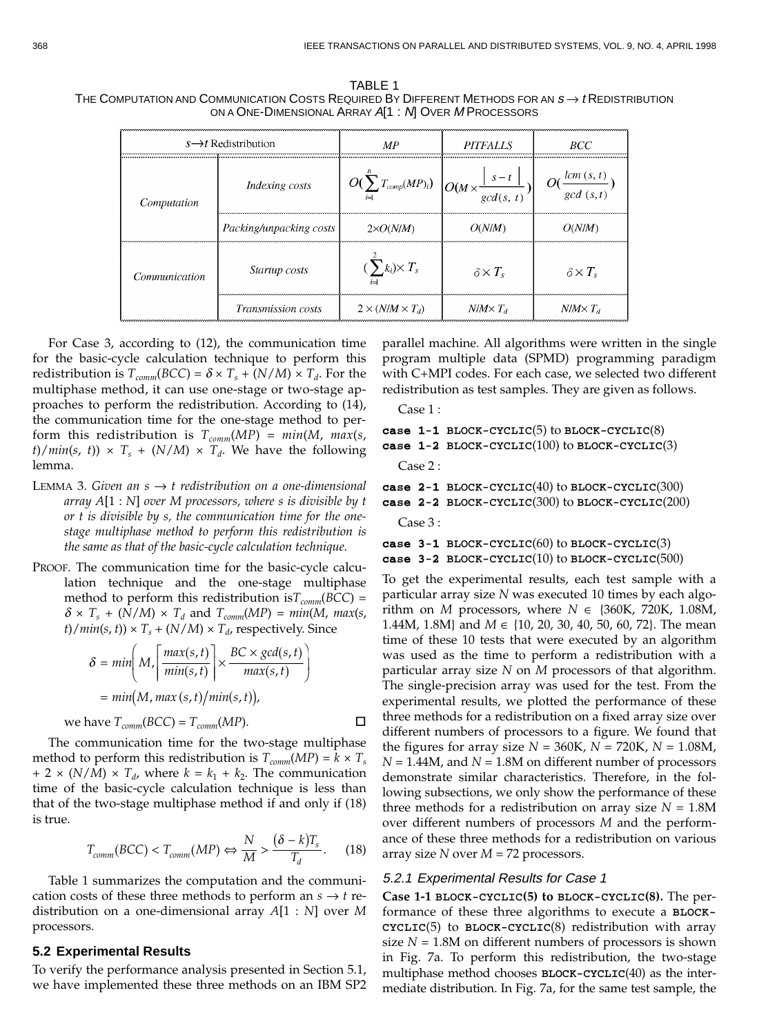TABLE 1
THE COMPUTATION AND COMMUNICATION COSTS REQUIRED BY DIFFERENT METHODS FOR AN $s \rightarrow t$ REDISTRIBUTION ON A ONE-DIMENSIONAL ARRAY $A[1:N]$ OVER $M$ PROCESSORS

| $s \rightarrow t$ Redistribution | | *MP* | *PITFALLS* | *BCC* |
|---|---|---|---|---|
| *Computation* | *Indexing costs* | $O(\sum_{i=1}^{n} T_{comp}(MP)_i)$ | $O(M \times \frac{\lvert s-t \rvert}{gcd(s,t)})$ | $O(\frac{lcm(s,t)}{gcd(s,t)})$ |
| | *Packing/unpacking costs* | $2 \times O(N/M)$ | $O(N/M)$ | $O(N/M)$ |
| *Communication* | *Startup costs* | $(\sum_{i=1}^{2} k_i) \times T_s$ | $\delta \times T_s$ | $\delta \times T_s$ |
| | *Transmission costs* | $2 \times (N/M \times T_d)$ | $N/M \times T_d$ | $N/M \times T_d$ |

For Case 3, according to (12), the communication time for the basic-cycle calculation technique to perform this redistribution is $T_{comm}(BCC) = \delta \times T_s + (N/M) \times T_d$. For the multiphase method, it can use one-stage or two-stage approaches to perform the redistribution. According to (14), the communication time for the one-stage method to perform this redistribution is $T_{comm}(MP) = min(M, max(s, t)/min(s, t)) \times T_s + (N/M) \times T_d$. We have the following lemma.

LEMMA 3. *Given an $s \rightarrow t$ redistribution on a one-dimensional array $A[1:N]$ over $M$ processors, where $s$ is divisible by $t$ or $t$ is divisible by $s$, the communication time for the one-stage multiphase method to perform this redistribution is the same as that of the basic-cycle calculation technique.*

PROOF. The communication time for the basic-cycle calculation technique and the one-stage multiphase method to perform this redistribution is $T_{comm}(BCC) = \delta \times T_s + (N/M) \times T_d$ and $T_{comm}(MP) = min(M, max(s, t)/min(s, t)) \times T_s + (N/M) \times T_d$, respectively. Since

$$\delta = min\left(M, \left\lceil \frac{max(s,t)}{min(s,t)} \right\rceil \times \frac{BC \times gcd(s,t)}{max(s,t)}\right)$$
$$= min(M, max(s,t)/min(s,t)),$$

we have $T_{comm}(BCC) = T_{comm}(MP)$. □

The communication time for the two-stage multiphase method to perform this redistribution is $T_{comm}(MP) = k \times T_s + 2 \times (N/M) \times T_d$, where $k = k_1 + k_2$. The communication time of the basic-cycle calculation technique is less than that of the two-stage multiphase method if and only if (18) is true.

$$T_{comm}(BCC) < T_{comm}(MP) \Leftrightarrow \frac{N}{M} > \frac{(\delta - k)T_s}{T_d}. \quad (18)$$

Table 1 summarizes the computation and the communication costs of these three methods to perform an $s \rightarrow t$ redistribution on a one-dimensional array $A[1:N]$ over $M$ processors.

### 5.2 Experimental Results

To verify the performance analysis presented in Section 5.1, we have implemented these three methods on an IBM SP2 parallel machine. All algorithms were written in the single program multiple data (SPMD) programming paradigm with C+MPI codes. For each case, we selected two different redistribution as test samples. They are given as follows.

Case 1 :

**case 1-1** BLOCK-CYCLIC(5) to BLOCK-CYCLIC(8)
**case 1-2** BLOCK-CYCLIC(100) to BLOCK-CYCLIC(3)

Case 2 :

**case 2-1** BLOCK-CYCLIC(40) to BLOCK-CYCLIC(300)
**case 2-2** BLOCK-CYCLIC(300) to BLOCK-CYCLIC(200)

Case 3 :

**case 3-1** BLOCK-CYCLIC(60) to BLOCK-CYCLIC(3)
**case 3-2** BLOCK-CYCLIC(10) to BLOCK-CYCLIC(500)

To get the experimental results, each test sample with a particular array size $N$ was executed 10 times by each algorithm on $M$ processors, where $N \in$ {360K, 720K, 1.08M, 1.44M, 1.8M} and $M \in$ {10, 20, 30, 40, 50, 60, 72}. The mean time of these 10 tests that were executed by an algorithm was used as the time to perform a redistribution with a particular array size $N$ on $M$ processors of that algorithm. The single-precision array was used for the test. From the experimental results, we plotted the performance of these three methods for a redistribution on a fixed array size over different numbers of processors to a figure. We found that the figures for array size $N$ = 360K, $N$ = 720K, $N$ = 1.08M, $N$ = 1.44M, and $N$ = 1.8M on different number of processors demonstrate similar characteristics. Therefore, in the following subsections, we only show the performance of these three methods for a redistribution on array size $N$ = 1.8M over different numbers of processors $M$ and the performance of these three methods for a redistribution on various array size $N$ over $M$ = 72 processors.

#### 5.2.1 Experimental Results for Case 1

**Case 1-1 BLOCK-CYCLIC(5) to BLOCK-CYCLIC(8).** The performance of these three algorithms to execute a BLOCK-CYCLIC(5) to BLOCK-CYCLIC(8) redistribution with array size $N$ = 1.8M on different numbers of processors is shown in Fig. 7a. To perform this redistribution, the two-stage multiphase method chooses BLOCK-CYCLIC(40) as the intermediate distribution. In Fig. 7a, for the same test sample, the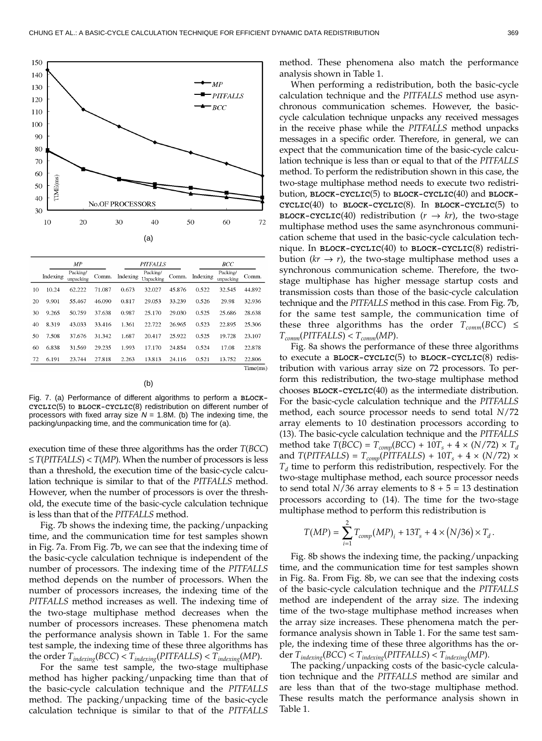(a)

| | MP | | | PITFALLS | | | BCC | | |
|---|---|---|---|---|---|---|---|---|---|
| | Indexing | Packing/ unpacking | Comm. | Indexing | Packing/ Unpacking | Comm. | Indexing | Packing/ unpacking | Comm. |
| 10 | 10.24 | 62.222 | 71.087 | 0.673 | 32.027 | 45.876 | 0.522 | 32.545 | 44.892 |
| 20 | 9.901 | 55.467 | 46.090 | 0.817 | 29.053 | 33.239 | 0.526 | 29.98 | 32.936 |
| 30 | 9.265 | 50.759 | 37.638 | 0.987 | 25.170 | 29.030 | 0.525 | 25.686 | 28.638 |
| 40 | 8.319 | 43.033 | 33.416 | 1.361 | 22.722 | 26.965 | 0.523 | 22.895 | 25.306 |
| 50 | 7.508 | 37.676 | 31.342 | 1.687 | 20.417 | 25.922 | 0.525 | 19.728 | 23.107 |
| 60 | 6.838 | 31.569 | 29.235 | 1.993 | 17.170 | 24.854 | 0.524 | 17.08 | 22.878 |
| 72 | 6.191 | 23.744 | 27.818 | 2.263 | 13.813 | 24.116 | 0.521 | 13.752 | 22.806 |

Time(ms)

(b)

Fig. 7. (a) Performance of different algorithms to perform a **BLOCK-CYCLIC**(5) to **BLOCK-CYCLIC**(8) redistribution on different number of processors with fixed array size $N$ = 1.8M. (b) The indexing time, the packing/unpacking time, and the communication time for (a).

execution time of these three algorithms has the order $T(BCC) \leq T(PITFALLS) < T(MP)$. When the number of processors is less than a threshold, the execution time of the basic-cycle calculation technique is similar to that of the *PITFALLS* method. However, when the number of processors is over the threshold, the execute time of the basic-cycle calculation technique is less than that of the *PITFALLS* method.

Fig. 7b shows the indexing time, the packing/unpacking time, and the communication time for test samples shown in Fig. 7a. From Fig. 7b, we can see that the indexing time of the basic-cycle calculation technique is independent of the number of processors. The indexing time of the *PITFALLS* method depends on the number of processors. When the number of processors increases, the indexing time of the *PITFALLS* method increases as well. The indexing time of the two-stage multiphase method decreases when the number of processors increases. These phenomena match the performance analysis shown in Table 1. For the same test sample, the indexing time of these three algorithms has the order $T_{indexing}(BCC) < T_{indexing}(PITFALLS) < T_{indexing}(MP)$.

For the same test sample, the two-stage multiphase method has higher packing/unpacking time than that of the basic-cycle calculation technique and the *PITFALLS* method. The packing/unpacking time of the basic-cycle calculation technique is similar to that of the *PITFALLS* method. These phenomena also match the performance analysis shown in Table 1.

When performing a redistribution, both the basic-cycle calculation technique and the *PITFALLS* method use asynchronous communication schemes. However, the basic-cycle calculation technique unpacks any received messages in the receive phase while the *PITFALLS* method unpacks messages in a specific order. Therefore, in general, we can expect that the communication time of the basic-cycle calculation technique is less than or equal to that of the *PITFALLS* method. To perform the redistribution shown in this case, the two-stage multiphase method needs to execute two redistribution, **BLOCK-CYCLIC**(5) to **BLOCK-CYCLIC**(40) and **BLOCK-CYCLIC**(40) to **BLOCK-CYCLIC**(8). In **BLOCK-CYCLIC**(5) to **BLOCK-CYCLIC**(40) redistribution ($r \rightarrow kr$), the two-stage multiphase method uses the same asynchronous communication scheme that used in the basic-cycle calculation technique. In **BLOCK-CYCLIC**(40) to **BLOCK-CYCLIC**(8) redistribution ($kr \rightarrow r$), the two-stage multiphase method uses a synchronous communication scheme. Therefore, the two-stage multiphase has higher message startup costs and transmission costs than those of the basic-cycle calculation technique and the *PITFALLS* method in this case. From Fig. 7b, for the same test sample, the communication time of these three algorithms has the order $T_{comm}(BCC) \leq T_{comm}(PITFALLS) < T_{comm}(MP)$.

Fig. 8a shows the performance of these three algorithms to execute a **BLOCK-CYCLIC**(5) to **BLOCK-CYCLIC**(8) redistribution with various array size on 72 processors. To perform this redistribution, the two-stage multiphase method chooses **BLOCK-CYCLIC**(40) as the intermediate distribution. For the basic-cycle calculation technique and the *PITFALLS* method, each source processor needs to send total $N/72$ array elements to 10 destination processors according to (13). The basic-cycle calculation technique and the *PITFALLS* method take $T(BCC) = T_{comp}(BCC) + 10T_s + 4 \times (N/72) \times T_d$ and $T(PITFALLS) = T_{comp}(PITFALLS) + 10T_s + 4 \times (N/72) \times T_d$ time to perform this redistribution, respectively. For the two-stage multiphase method, each source processor needs to send total $N/36$ array elements to $8 + 5 = 13$ destination processors according to (14). The time for the two-stage multiphase method to perform this redistribution is

$$T(MP) = \sum_{i=1}^{2} T_{comp}(MP)_i + 13T_s + 4 \times (N/36) \times T_d.$$

Fig. 8b shows the indexing time, the packing/unpacking time, and the communication time for test samples shown in Fig. 8a. From Fig. 8b, we can see that the indexing costs of the basic-cycle calculation technique and the *PITFALLS* method are independent of the array size. The indexing time of the two-stage multiphase method increases when the array size increases. These phenomena match the performance analysis shown in Table 1. For the same test sample, the indexing time of these three algorithms has the order $T_{indexing}(BCC) < T_{indexing}(PITFALLS) < T_{indexing}(MP)$.

The packing/unpacking costs of the basic-cycle calculation technique and the *PITFALLS* method are similar and are less than that of the two-stage multiphase method. These results match the performance analysis shown in Table 1.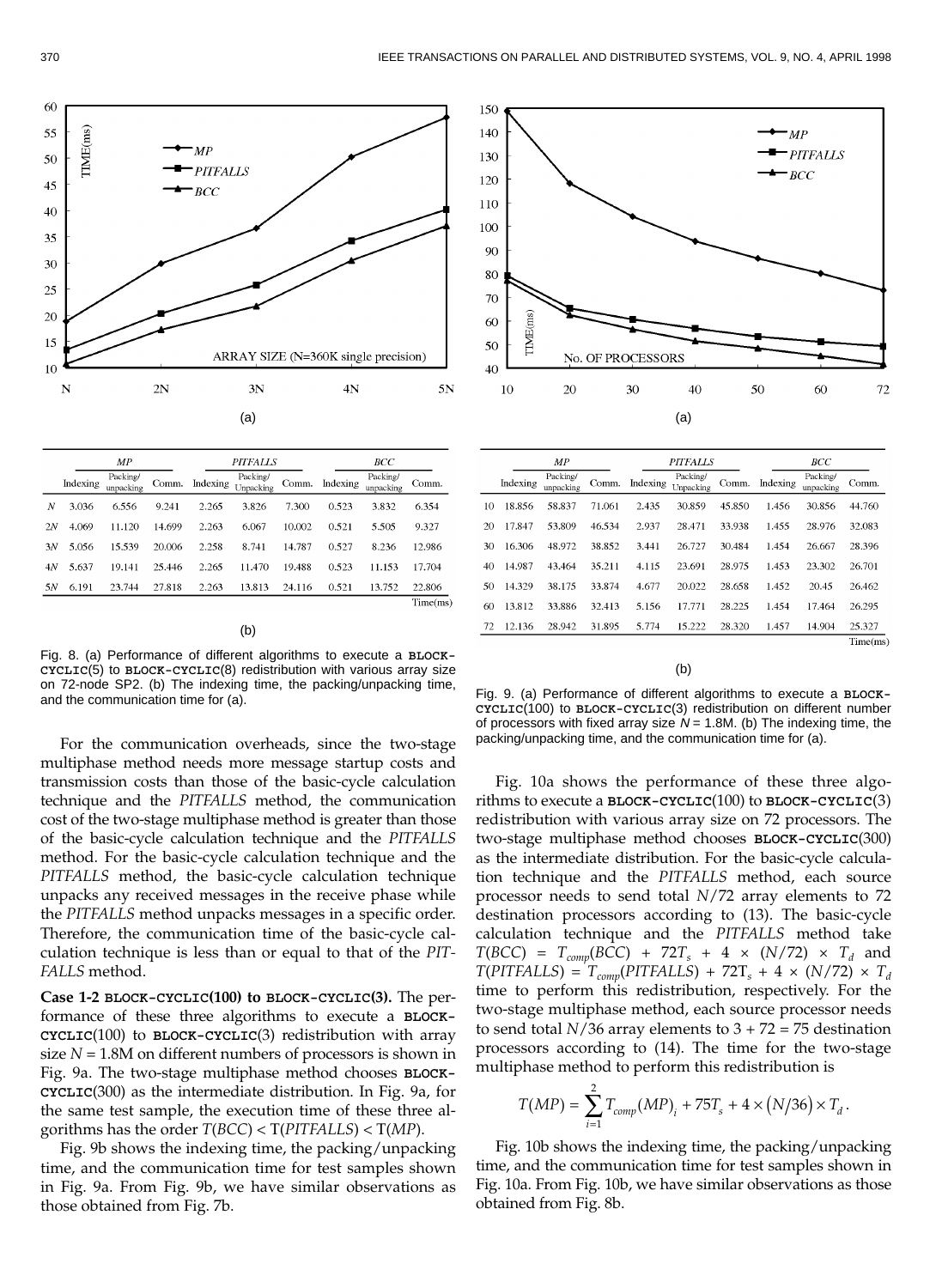| | *MP* | | | *PITFALLS* | | | *BCC* | | |
|---|---|---|---|---|---|---|---|---|---|
| | Indexing | Packing/ unpacking | Comm. | Indexing | Packing/ Unpacking | Comm. | Indexing | Packing/ unpacking | Comm. |
| *N* | 3.036 | 6.556 | 9.241 | 2.265 | 3.826 | 7.300 | 0.523 | 3.832 | 6.354 |
| 2*N* | 4.069 | 11.120 | 14.699 | 2.263 | 6.067 | 10.002 | 0.521 | 5.505 | 9.327 |
| 3*N* | 5.056 | 15.539 | 20.006 | 2.258 | 8.741 | 14.787 | 0.527 | 8.236 | 12.986 |
| 4*N* | 5.637 | 19.141 | 25.446 | 2.265 | 11.470 | 19.488 | 0.523 | 11.153 | 17.704 |
| 5*N* | 6.191 | 23.744 | 27.818 | 2.263 | 13.813 | 24.116 | 0.521 | 13.752 | 22.806 |

Time(ms)

(b)

Fig. 8. (a) Performance of different algorithms to execute a **BLOCK-CYCLIC**(5) to **BLOCK-CYCLIC**(8) redistribution with various array size on 72-node SP2. (b) The indexing time, the packing/unpacking time, and the communication time for (a).

For the communication overheads, since the two-stage multiphase method needs more message startup costs and transmission costs than those of the basic-cycle calculation technique and the *PITFALLS* method, the communication cost of the two-stage multiphase method is greater than those of the basic-cycle calculation technique and the *PITFALLS* method. For the basic-cycle calculation technique and the *PITFALLS* method, the basic-cycle calculation technique unpacks any received messages in the receive phase while the *PITFALLS* method unpacks messages in a specific order. Therefore, the communication time of the basic-cycle calculation technique is less than or equal to that of the *PITFALLS* method.

**Case 1-2 BLOCK-CYCLIC(100) to BLOCK-CYCLIC(3).** The performance of these three algorithms to execute a **BLOCK-CYCLIC**(100) to **BLOCK-CYCLIC**(3) redistribution with array size $N$ = 1.8M on different numbers of processors is shown in Fig. 9a. The two-stage multiphase method chooses **BLOCK-CYCLIC**(300) as the intermediate distribution. In Fig. 9a, for the same test sample, the execution time of these three algorithms has the order $T(BCC) < T(PITFALLS) < T(MP)$.

Fig. 9b shows the indexing time, the packing/unpacking time, and the communication time for test samples shown in Fig. 9a. From Fig. 9b, we have similar observations as those obtained from Fig. 7b.

| | *MP* | | | *PITFALLS* | | | *BCC* | | |
|---|---|---|---|---|---|---|---|---|---|
| | Indexing | Packing/ unpacking | Comm. | Indexing | Packing/ Unpacking | Comm. | Indexing | Packing/ unpacking | Comm. |
| 10 | 18.856 | 58.837 | 71.061 | 2.435 | 30.859 | 45.850 | 1.456 | 30.856 | 44.760 |
| 20 | 17.847 | 53.809 | 46.534 | 2.937 | 28.471 | 33.938 | 1.455 | 28.976 | 32.083 |
| 30 | 16.306 | 48.972 | 38.852 | 3.441 | 26.727 | 30.484 | 1.454 | 26.667 | 28.396 |
| 40 | 14.987 | 43.464 | 35.211 | 4.115 | 23.691 | 28.975 | 1.453 | 23.302 | 26.701 |
| 50 | 14.329 | 38.175 | 33.874 | 4.677 | 20.022 | 28.658 | 1.452 | 20.45 | 26.462 |
| 60 | 13.812 | 33.886 | 32.413 | 5.156 | 17.771 | 28.225 | 1.454 | 17.464 | 26.295 |
| 72 | 12.136 | 28.942 | 31.895 | 5.774 | 15.222 | 28.320 | 1.457 | 14.904 | 25.327 |

Time(ms)

(b)

Fig. 9. (a) Performance of different algorithms to execute a **BLOCK-CYCLIC**(100) to **BLOCK-CYCLIC**(3) redistribution on different number of processors with fixed array size $N$ = 1.8M. (b) The indexing time, the packing/unpacking time, and the communication time for (a).

Fig. 10a shows the performance of these three algorithms to execute a **BLOCK-CYCLIC**(100) to **BLOCK-CYCLIC**(3) redistribution with various array size on 72 processors. The two-stage multiphase method chooses **BLOCK-CYCLIC**(300) as the intermediate distribution. For the basic-cycle calculation technique and the *PITFALLS* method, each source processor needs to send total $N/72$ array elements to 72 destination processors according to (13). The basic-cycle calculation technique and the *PITFALLS* method take $T(BCC) = T_{comp}(BCC) + 72T_s + 4 \times (N/72) \times T_d$ and $T(PITFALLS) = T_{comp}(PITFALLS) + 72T_s + 4 \times (N/72) \times T_d$ time to perform this redistribution, respectively. For the two-stage multiphase method, each source processor needs to send total $N/36$ array elements to 3 + 72 = 75 destination processors according to (14). The time for the two-stage multiphase method to perform this redistribution is

$$T(MP) = \sum_{i=1}^{2} T_{comp}(MP)_i + 75T_s + 4 \times (N/36) \times T_d .$$

Fig. 10b shows the indexing time, the packing/unpacking time, and the communication time for test samples shown in Fig. 10a. From Fig. 10b, we have similar observations as those obtained from Fig. 8b.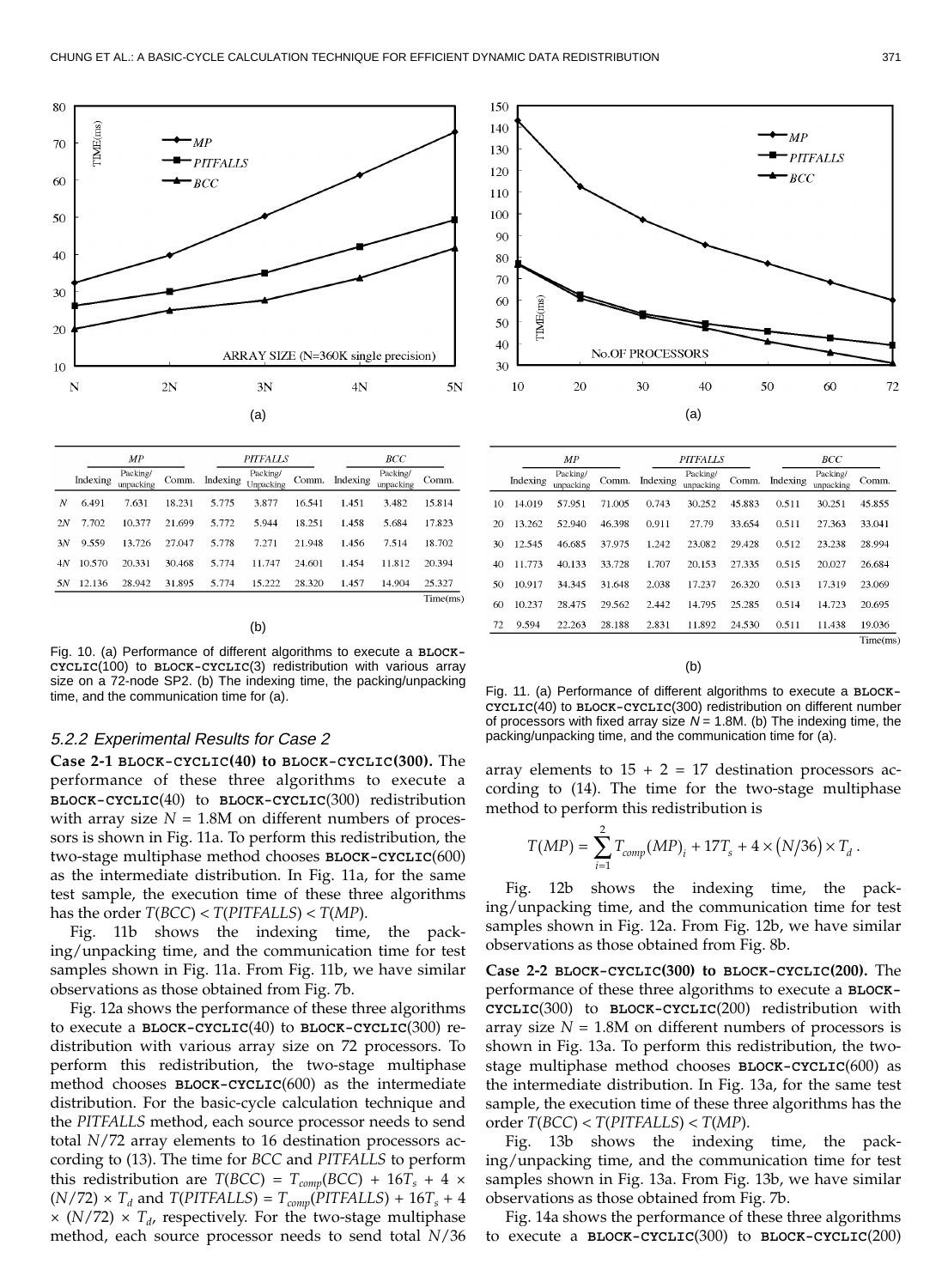(a)

|  | *MP* |  |  | *PITFALLS* |  |  | *BCC* |  |  |
|---|---|---|---|---|---|---|---|---|---|
|  | Indexing | Packing/ unpacking | Comm. | Indexing | Packing/ Unpacking | Comm. | Indexing | Packing/ unpacking | Comm. |
| *N* | 6.491 | 7.631 | 18.231 | 5.775 | 3.877 | 16.541 | 1.451 | 3.482 | 15.814 |
| 2*N* | 7.702 | 10.377 | 21.699 | 5.772 | 5.944 | 18.251 | 1.458 | 5.684 | 17.823 |
| 3*N* | 9.559 | 13.726 | 27.047 | 5.778 | 7.271 | 21.948 | 1.456 | 7.514 | 18.702 |
| 4*N* | 10.570 | 20.331 | 30.468 | 5.774 | 11.747 | 24.601 | 1.454 | 11.812 | 20.394 |
| 5*N* | 12.136 | 28.942 | 31.895 | 5.774 | 15.222 | 28.320 | 1.457 | 14.904 | 25.327 |

Time(ms)

(b)

Fig. 10. (a) Performance of different algorithms to execute a **BLOCK-CYCLIC**(100) to **BLOCK-CYCLIC**(3) redistribution with various array size on a 72-node SP2. (b) The indexing time, the packing/unpacking time, and the communication time for (a).

### 5.2.2 Experimental Results for Case 2

**Case 2-1 BLOCK-CYCLIC(40) to BLOCK-CYCLIC(300).** The performance of these three algorithms to execute a **BLOCK-CYCLIC**(40) to **BLOCK-CYCLIC**(300) redistribution with array size $N$ = 1.8M on different numbers of processors is shown in Fig. 11a. To perform this redistribution, the two-stage multiphase method chooses **BLOCK-CYCLIC**(600) as the intermediate distribution. In Fig. 11a, for the same test sample, the execution time of these three algorithms has the order $T(BCC) < T(PITFALLS) < T(MP)$.

Fig. 11b shows the indexing time, the packing/unpacking time, and the communication time for test samples shown in Fig. 11a. From Fig. 11b, we have similar observations as those obtained from Fig. 7b.

Fig. 12a shows the performance of these three algorithms to execute a **BLOCK-CYCLIC**(40) to **BLOCK-CYCLIC**(300) redistribution with various array size on 72 processors. To perform this redistribution, the two-stage multiphase method chooses **BLOCK-CYCLIC**(600) as the intermediate distribution. For the basic-cycle calculation technique and the *PITFALLS* method, each source processor needs to send total $N/72$ array elements to 16 destination processors according to (13). The time for *BCC* and *PITFALLS* to perform this redistribution are $T(BCC) = T_{comp}(BCC) + 16T_s + 4 \times (N/72) \times T_d$ and $T(PITFALLS) = T_{comp}(PITFALLS) + 16T_s + 4 \times (N/72) \times T_d$, respectively. For the two-stage multiphase method, each source processor needs to send total $N/36$ array elements to 15 + 2 = 17 destination processors according to (14). The time for the two-stage multiphase method to perform this redistribution is

$$T(MP) = \sum_{i=1}^{2} T_{comp}(MP)_i + 17T_s + 4 \times (N/36) \times T_d .$$

Fig. 12b shows the indexing time, the packing/unpacking time, and the communication time for test samples shown in Fig. 12a. From Fig. 12b, we have similar observations as those obtained from Fig. 8b.

**Case 2-2 BLOCK-CYCLIC(300) to BLOCK-CYCLIC(200).** The performance of these three algorithms to execute a **BLOCK-CYCLIC**(300) to **BLOCK-CYCLIC**(200) redistribution with array size $N$ = 1.8M on different numbers of processors is shown in Fig. 13a. To perform this redistribution, the two-stage multiphase method chooses **BLOCK-CYCLIC**(600) as the intermediate distribution. In Fig. 13a, for the same test sample, the execution time of these three algorithms has the order $T(BCC) < T(PITFALLS) < T(MP)$.

Fig. 13b shows the indexing time, the packing/unpacking time, and the communication time for test samples shown in Fig. 13a. From Fig. 13b, we have similar observations as those obtained from Fig. 7b.

Fig. 14a shows the performance of these three algorithms to execute a **BLOCK-CYCLIC**(300) to **BLOCK-CYCLIC**(200)

(a)

|  | *MP* |  |  | *PITFALLS* |  |  | *BCC* |  |  |
|---|---|---|---|---|---|---|---|---|---|
|  | Indexing | Packing/ unpacking | Comm. | Indexing | Packing/ unpacking | Comm. | Indexing | Packing/ unpacking | Comm. |
| 10 | 14.019 | 57.951 | 71.005 | 0.743 | 30.252 | 45.883 | 0.511 | 30.251 | 45.855 |
| 20 | 13.262 | 52.940 | 46.398 | 0.911 | 27.79 | 33.654 | 0.511 | 27.363 | 33.041 |
| 30 | 12.545 | 46.685 | 37.975 | 1.242 | 23.082 | 29.428 | 0.512 | 23.238 | 28.994 |
| 40 | 11.773 | 40.133 | 33.728 | 1.707 | 20.153 | 27.335 | 0.515 | 20.027 | 26.684 |
| 50 | 10.917 | 34.345 | 31.648 | 2.038 | 17.237 | 26.320 | 0.513 | 17.319 | 23.069 |
| 60 | 10.237 | 28.475 | 29.562 | 2.442 | 14.795 | 25.285 | 0.514 | 14.723 | 20.695 |
| 72 | 9.594 | 22.263 | 28.188 | 2.831 | 11.892 | 24.530 | 0.511 | 11.438 | 19.036 |

Time(ms)

(b)

Fig. 11. (a) Performance of different algorithms to execute a **BLOCK-CYCLIC**(40) to **BLOCK-CYCLIC**(300) redistribution on different number of processors with fixed array size $N$ = 1.8M. (b) The indexing time, the packing/unpacking time, and the communication time for (a).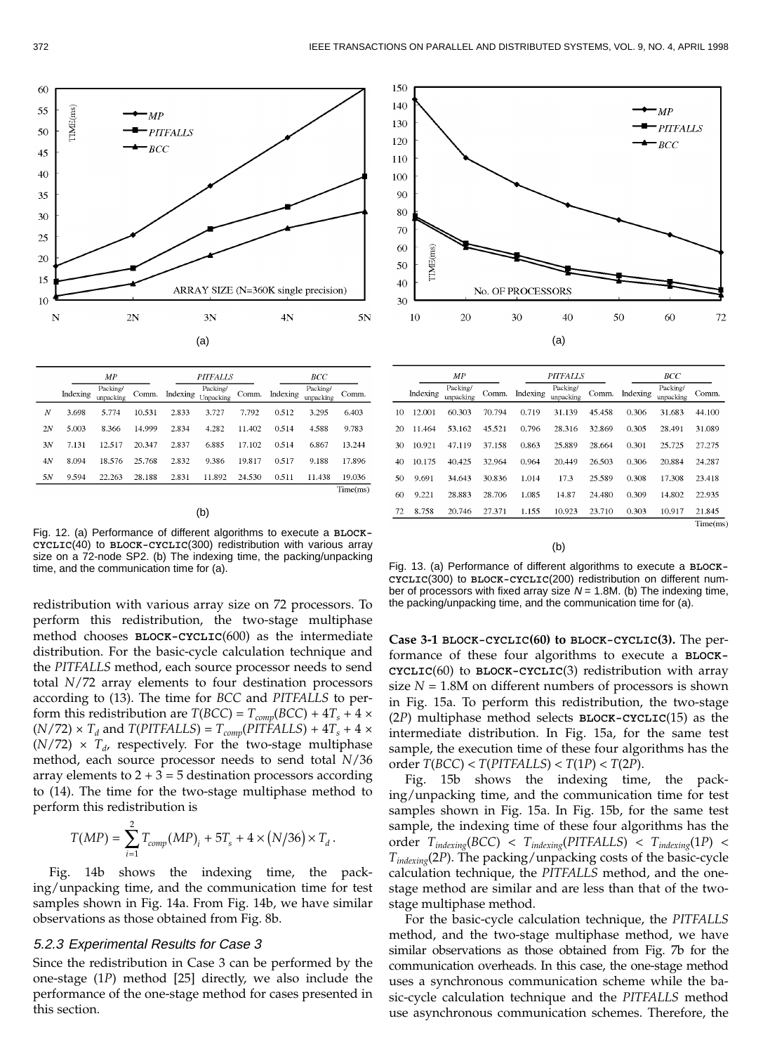| | MP | | | PITFALLS | | | BCC | | |
|---|---|---|---|---|---|---|---|---|---|
| | Indexing | Packing/ unpacking | Comm. | Indexing | Packing/ Unpacking | Comm. | Indexing | Packing/ unpacking | Comm. |
| $N$ | 3.698 | 5.774 | 10.531 | 2.833 | 3.727 | 7.792 | 0.512 | 3.295 | 6.403 |
| $2N$ | 5.003 | 8.366 | 14.999 | 2.834 | 4.282 | 11.402 | 0.514 | 4.588 | 9.783 |
| $3N$ | 7.131 | 12.517 | 20.347 | 2.837 | 6.885 | 17.102 | 0.514 | 6.867 | 13.244 |
| $4N$ | 8.094 | 18.576 | 25.768 | 2.832 | 9.386 | 19.817 | 0.517 | 9.188 | 17.896 |
| $5N$ | 9.594 | 22.263 | 28.188 | 2.831 | 11.892 | 24.530 | 0.511 | 11.438 | 19.036 |

Time(ms)

(b)

Fig. 12. (a) Performance of different algorithms to execute a **BLOCK-CYCLIC**(40) to **BLOCK-CYCLIC**(300) redistribution with various array size on a 72-node SP2. (b) The indexing time, the packing/unpacking time, and the communication time for (a).

| | MP | | | PITFALLS | | | BCC | | |
|---|---|---|---|---|---|---|---|---|---|
| | Indexing | Packing/ unpacking | Comm. | Indexing | Packing/ unpacking | Comm. | Indexing | Packing/ unpacking | Comm. |
| 10 | 12.001 | 60.303 | 70.794 | 0.719 | 31.139 | 45.458 | 0.306 | 31.683 | 44.100 |
| 20 | 11.464 | 53.162 | 45.521 | 0.796 | 28.316 | 32.869 | 0.305 | 28.491 | 31.089 |
| 30 | 10.921 | 47.119 | 37.158 | 0.863 | 25.889 | 28.664 | 0.301 | 25.725 | 27.275 |
| 40 | 10.175 | 40.425 | 32.964 | 0.964 | 20.449 | 26.503 | 0.306 | 20.884 | 24.287 |
| 50 | 9.691 | 34.643 | 30.836 | 1.014 | 17.3 | 25.589 | 0.308 | 17.308 | 23.418 |
| 60 | 9.221 | 28.883 | 28.706 | 1.085 | 14.87 | 24.480 | 0.309 | 14.802 | 22.935 |
| 72 | 8.758 | 20.746 | 27.371 | 1.155 | 10.923 | 23.710 | 0.303 | 10.917 | 21.845 |

Time(ms)

(b)

Fig. 13. (a) Performance of different algorithms to execute a **BLOCK-CYCLIC**(300) to **BLOCK-CYCLIC**(200) redistribution on different number of processors with fixed array size $N$ = 1.8M. (b) The indexing time, the packing/unpacking time, and the communication time for (a).

redistribution with various array size on 72 processors. To perform this redistribution, the two-stage multiphase method chooses **BLOCK-CYCLIC**(600) as the intermediate distribution. For the basic-cycle calculation technique and the *PITFALLS* method, each source processor needs to send total $N/72$ array elements to four destination processors according to (13). The time for *BCC* and *PITFALLS* to perform this redistribution are $T(BCC) = T_{comp}(BCC) + 4T_s + 4 \times (N/72) \times T_d$ and $T(PITFALLS) = T_{comp}(PITFALLS) + 4T_s + 4 \times (N/72) \times T_d$, respectively. For the two-stage multiphase method, each source processor needs to send total $N/36$ array elements to 2 + 3 = 5 destination processors according to (14). The time for the two-stage multiphase method to perform this redistribution is

$$T(MP) = \sum_{i=1}^{2} T_{comp}(MP)_i + 5T_s + 4 \times (N/36) \times T_d .$$

Fig. 14b shows the indexing time, the packing/unpacking time, and the communication time for test samples shown in Fig. 14a. From Fig. 14b, we have similar observations as those obtained from Fig. 8b.

### 5.2.3 Experimental Results for Case 3

Since the redistribution in Case 3 can be performed by the one-stage (1$P$) method [25] directly, we also include the performance of the one-stage method for cases presented in this section.

**Case 3-1 BLOCK-CYCLIC(60) to BLOCK-CYCLIC(3).** The performance of these four algorithms to execute a **BLOCK-CYCLIC**(60) to **BLOCK-CYCLIC**(3) redistribution with array size $N$ = 1.8M on different numbers of processors is shown in Fig. 15a. To perform this redistribution, the two-stage (2$P$) multiphase method selects **BLOCK-CYCLIC**(15) as the intermediate distribution. In Fig. 15a, for the same test sample, the execution time of these four algorithms has the order $T(BCC) < T(PITFALLS) < T(1P) < T(2P)$.

Fig. 15b shows the indexing time, the packing/unpacking time, and the communication time for test samples shown in Fig. 15a. In Fig. 15b, for the same test sample, the indexing time of these four algorithms has the order $T_{indexing}(BCC) < T_{indexing}(PITFALLS) < T_{indexing}(1P) < T_{indexing}(2P)$. The packing/unpacking costs of the basic-cycle calculation technique, the *PITFALLS* method, and the one-stage method are similar and are less than that of the two-stage multiphase method.

For the basic-cycle calculation technique, the *PITFALLS* method, and the two-stage multiphase method, we have similar observations as those obtained from Fig. 7b for the communication overheads. In this case, the one-stage method uses a synchronous communication scheme while the basic-cycle calculation technique and the *PITFALLS* method use asynchronous communication schemes. Therefore, the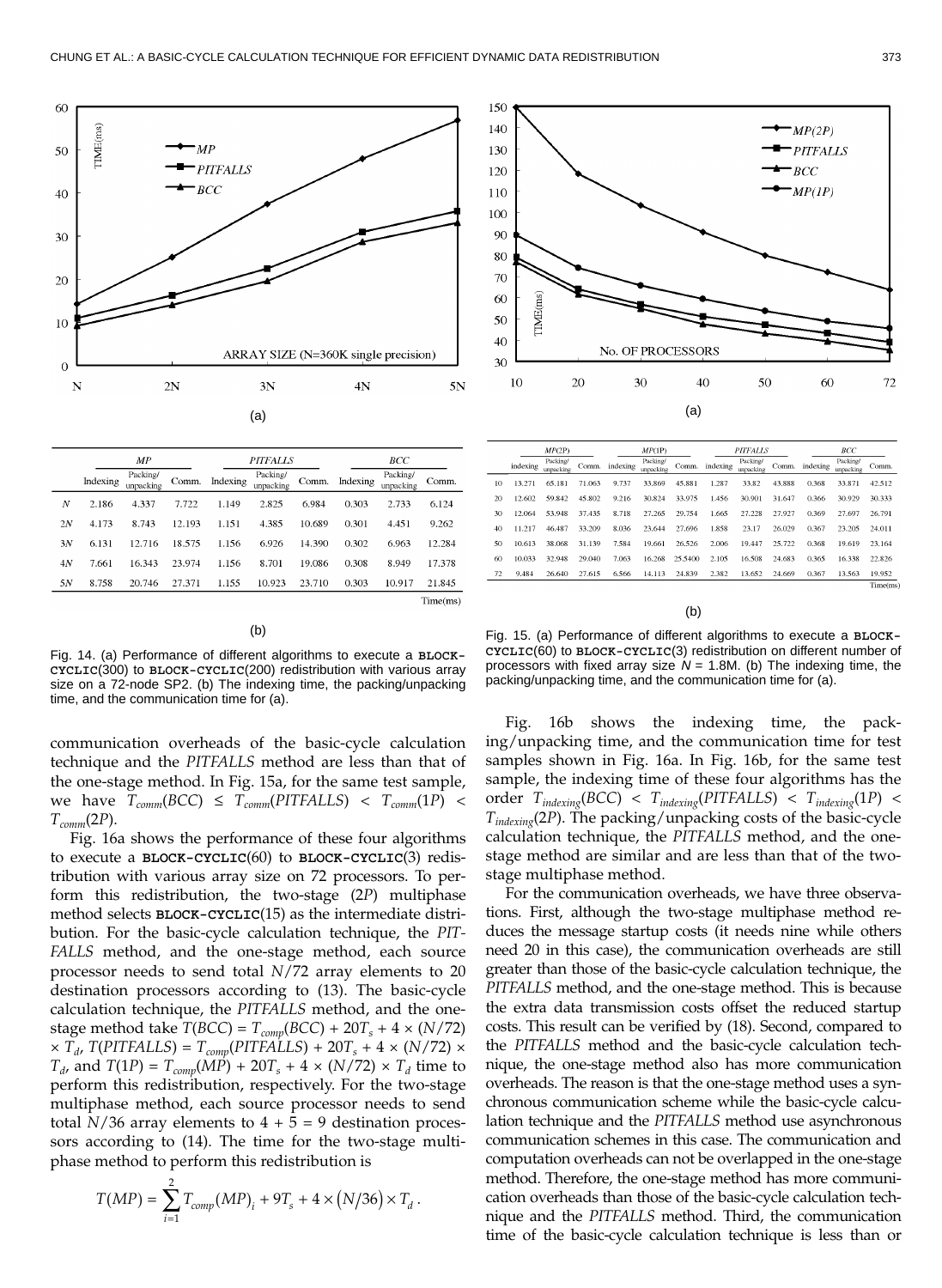(a)

|  | MP |  |  | PITFALLS |  |  | BCC |  |  |
|---|---|---|---|---|---|---|---|---|---|
|  | Indexing | Packing/ unpacking | Comm. | Indexing | Packing/ unpacking | Comm. | Indexing | Packing/ unpacking | Comm. |
| N | 2.186 | 4.337 | 7.722 | 1.149 | 2.825 | 6.984 | 0.303 | 2.733 | 6.124 |
| 2N | 4.173 | 8.743 | 12.193 | 1.151 | 4.385 | 10.689 | 0.301 | 4.451 | 9.262 |
| 3N | 6.131 | 12.716 | 18.575 | 1.156 | 6.926 | 14.390 | 0.302 | 6.963 | 12.284 |
| 4N | 7.661 | 16.343 | 23.974 | 1.156 | 8.701 | 19.086 | 0.308 | 8.949 | 17.378 |
| 5N | 8.758 | 20.746 | 27.371 | 1.155 | 10.923 | 23.710 | 0.303 | 10.917 | 21.845 |

Time(ms)

(b)

Fig. 14. (a) Performance of different algorithms to execute a **BLOCK-CYCLIC**(300) to **BLOCK-CYCLIC**(200) redistribution with various array size on a 72-node SP2. (b) The indexing time, the packing/unpacking time, and the communication time for (a).

(a)

|  | MP(2P) |  |  | MP(1P) |  |  | PITFALLS |  |  | BCC |  |  |
|---|---|---|---|---|---|---|---|---|---|---|---|---|
|  | indexing | Packing/ unpacking | Comm. | indexing | Packing/ unpacking | Comm. | indexing | Packing/ unpacking | Comm. | indexing | Packing/ unpacking | Comm. |
| 10 | 13.271 | 65.181 | 71.063 | 9.737 | 33.869 | 45.881 | 1.287 | 33.82 | 43.888 | 0.368 | 33.871 | 42.512 |
| 20 | 12.602 | 59.842 | 45.802 | 9.216 | 30.824 | 33.975 | 1.456 | 30.901 | 31.647 | 0.366 | 30.929 | 30.333 |
| 30 | 12.064 | 53.948 | 37.435 | 8.718 | 27.265 | 29.754 | 1.665 | 27.228 | 27.927 | 0.369 | 27.697 | 26.791 |
| 40 | 11.217 | 46.487 | 33.209 | 8.036 | 23.644 | 27.696 | 1.858 | 23.17 | 26.029 | 0.367 | 23.205 | 24.011 |
| 50 | 10.613 | 38.068 | 31.139 | 7.584 | 19.661 | 26.526 | 2.006 | 19.447 | 25.722 | 0.368 | 19.619 | 23.164 |
| 60 | 10.033 | 32.948 | 29.040 | 7.063 | 16.268 | 25.5400 | 2.105 | 16.508 | 24.683 | 0.365 | 16.338 | 22.826 |
| 72 | 9.484 | 26.640 | 27.615 | 6.566 | 14.113 | 24.839 | 2.382 | 13.652 | 24.669 | 0.367 | 13.563 | 19.952 |

Time(ms)

(b)

Fig. 15. (a) Performance of different algorithms to execute a **BLOCK-CYCLIC**(60) to **BLOCK-CYCLIC**(3) redistribution on different number of processors with fixed array size $N$ = 1.8M. (b) The indexing time, the packing/unpacking time, and the communication time for (a).

communication overheads of the basic-cycle calculation technique and the *PITFALLS* method are less than that of the one-stage method. In Fig. 15a, for the same test sample, we have $T_{comm}(BCC) \leq T_{comm}(PITFALLS) < T_{comm}(1P) < T_{comm}(2P)$.

Fig. 16a shows the performance of these four algorithms to execute a **BLOCK-CYCLIC**(60) to **BLOCK-CYCLIC**(3) redistribution with various array size on 72 processors. To perform this redistribution, the two-stage (2*P*) multiphase method selects **BLOCK-CYCLIC**(15) as the intermediate distribution. For the basic-cycle calculation technique, the *PITFALLS* method, and the one-stage method, each source processor needs to send total $N/72$ array elements to 20 destination processors according to (13). The basic-cycle calculation technique, the *PITFALLS* method, and the one-stage method take $T(BCC) = T_{comp}(BCC) + 20T_s + 4 \times (N/72) \times T_d$, $T(PITFALLS) = T_{comp}(PITFALLS) + 20T_s + 4 \times (N/72) \times T_d$, and $T(1P) = T_{comp}(MP) + 20T_s + 4 \times (N/72) \times T_d$ time to perform this redistribution, respectively. For the two-stage multiphase method, each source processor needs to send total $N/36$ array elements to $4 + 5 = 9$ destination processors according to (14). The time for the two-stage multiphase method to perform this redistribution is

$$T(MP) = \sum_{i=1}^{2} T_{comp}(MP)_i + 9T_s + 4 \times (N/36) \times T_d .$$

Fig. 16b shows the indexing time, the packing/unpacking time, and the communication time for test samples shown in Fig. 16a. In Fig. 16b, for the same test sample, the indexing time of these four algorithms has the order $T_{indexing}(BCC) < T_{indexing}(PITFALLS) < T_{indexing}(1P) < T_{indexing}(2P)$. The packing/unpacking costs of the basic-cycle calculation technique, the *PITFALLS* method, and the one-stage method are similar and are less than that of the two-stage multiphase method.

For the communication overheads, we have three observations. First, although the two-stage multiphase method reduces the message startup costs (it needs nine while others need 20 in this case), the communication overheads are still greater than those of the basic-cycle calculation technique, the *PITFALLS* method, and the one-stage method. This is because the extra data transmission costs offset the reduced startup costs. This result can be verified by (18). Second, compared to the *PITFALLS* method and the basic-cycle calculation technique, the one-stage method also has more communication overheads. The reason is that the one-stage method uses a synchronous communication scheme while the basic-cycle calculation technique and the *PITFALLS* method use asynchronous communication schemes in this case. The communication and computation overheads can not be overlapped in the one-stage method. Therefore, the one-stage method has more communication overheads than those of the basic-cycle calculation technique and the *PITFALLS* method. Third, the communication time of the basic-cycle calculation technique is less than or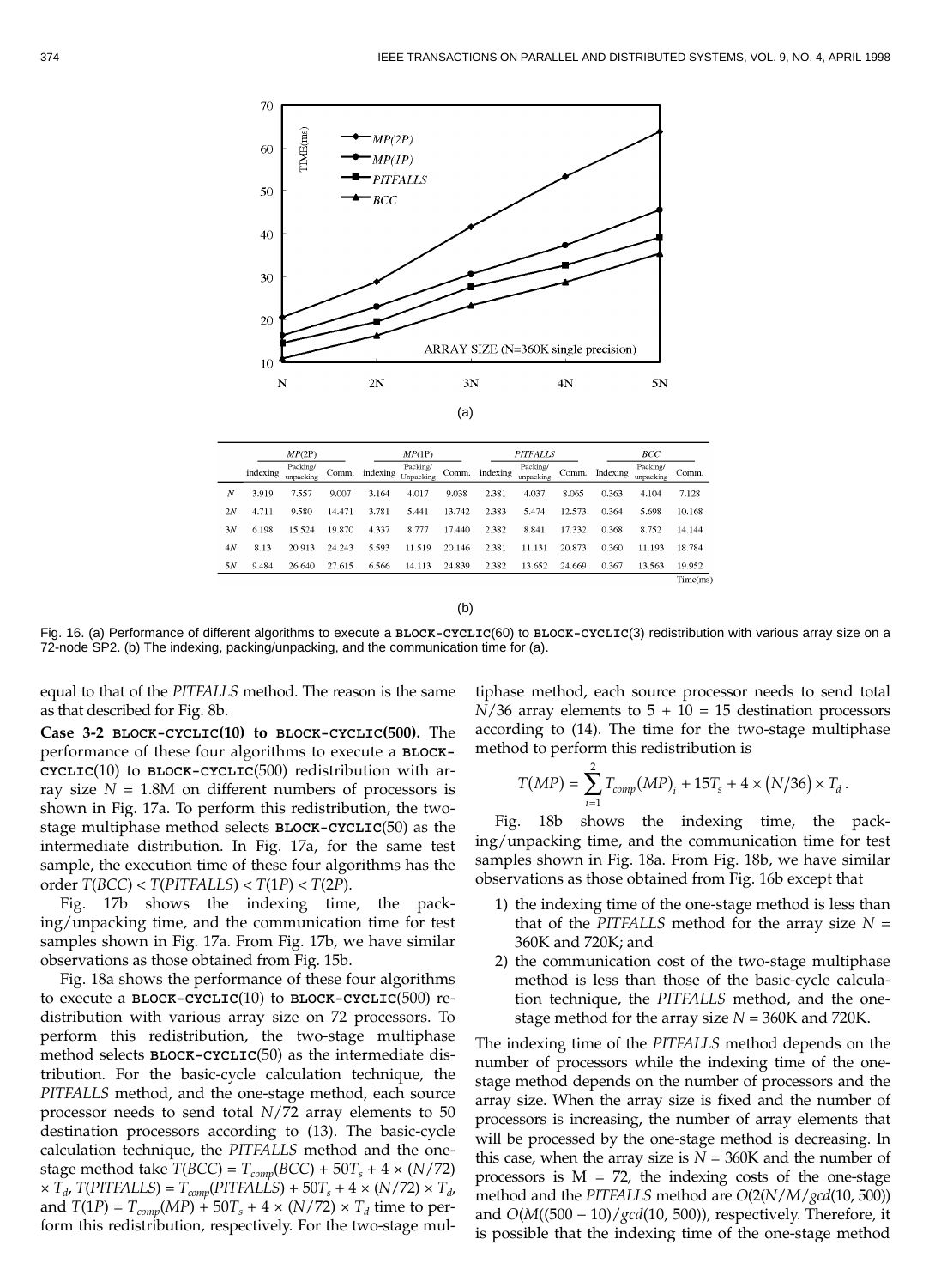Fig. 16. (a) Performance of different algorithms to execute a BLOCK-CYCLIC(60) to BLOCK-CYCLIC(3) redistribution with various array size on a 72-node SP2. (b) The indexing, packing/unpacking, and the communication time for (a).

|  | MP(2P) |  |  | MP(1P) |  |  | PITFALLS |  |  | BCC |  |  |
|---|---|---|---|---|---|---|---|---|---|---|---|---|
|  | indexing | Packing/unpacking | Comm. | indexing | Packing/Unpacking | Comm. | indexing | Packing/unpacking | Comm. | Indexing | Packing/unpacking | Comm. |
| N | 3.919 | 7.557 | 9.007 | 3.164 | 4.017 | 9.038 | 2.381 | 4.037 | 8.065 | 0.363 | 4.104 | 7.128 |
| 2N | 4.711 | 9.580 | 14.471 | 3.781 | 5.441 | 13.742 | 2.383 | 5.474 | 12.573 | 0.364 | 5.698 | 10.168 |
| 3N | 6.198 | 15.524 | 19.870 | 4.337 | 8.777 | 17.440 | 2.382 | 8.841 | 17.332 | 0.368 | 8.752 | 14.144 |
| 4N | 8.13 | 20.913 | 24.243 | 5.593 | 11.519 | 20.146 | 2.381 | 11.131 | 20.873 | 0.360 | 11.193 | 18.784 |
| 5N | 9.484 | 26.640 | 27.615 | 6.566 | 14.113 | 24.839 | 2.382 | 13.652 | 24.669 | 0.367 | 13.563 | 19.952 |

Time(ms)

equal to that of the *PITFALLS* method. The reason is the same as that described for Fig. 8b.

**Case 3-2 BLOCK-CYCLIC(10) to BLOCK-CYCLIC(500).** The performance of these four algorithms to execute a BLOCK-CYCLIC(10) to BLOCK-CYCLIC(500) redistribution with array size $N$ = 1.8M on different numbers of processors is shown in Fig. 17a. To perform this redistribution, the two-stage multiphase method selects BLOCK-CYCLIC(50) as the intermediate distribution. In Fig. 17a, for the same test sample, the execution time of these four algorithms has the order $T(BCC) < T(PITFALLS) < T(1P) < T(2P)$.

Fig. 17b shows the indexing time, the packing/unpacking time, and the communication time for test samples shown in Fig. 17a. From Fig. 17b, we have similar observations as those obtained from Fig. 15b.

Fig. 18a shows the performance of these four algorithms to execute a BLOCK-CYCLIC(10) to BLOCK-CYCLIC(500) redistribution with various array size on 72 processors. To perform this redistribution, the two-stage multiphase method selects BLOCK-CYCLIC(50) as the intermediate distribution. For the basic-cycle calculation technique, the *PITFALLS* method, and the one-stage method, each source processor needs to send total $N/72$ array elements to 50 destination processors according to (13). The basic-cycle calculation technique, the *PITFALLS* method and the one-stage method take $T(BCC) = T_{comp}(BCC) + 50T_s + 4 \times (N/72) \times T_d$, $T(PITFALLS) = T_{comp}(PITFALLS) + 50T_s + 4 \times (N/72) \times T_d$, and $T(1P) = T_{comp}(MP) + 50T_s + 4 \times (N/72) \times T_d$ time to perform this redistribution, respectively. For the two-stage multiphase method, each source processor needs to send total $N/36$ array elements to 5 + 10 = 15 destination processors according to (14). The time for the two-stage multiphase method to perform this redistribution is

$$T(MP) = \sum_{i=1}^{2} T_{comp}(MP)_i + 15T_s + 4 \times (N/36) \times T_d.$$

Fig. 18b shows the indexing time, the packing/unpacking time, and the communication time for test samples shown in Fig. 18a. From Fig. 18b, we have similar observations as those obtained from Fig. 16b except that

1) the indexing time of the one-stage method is less than that of the *PITFALLS* method for the array size $N$ = 360K and 720K; and
2) the communication cost of the two-stage multiphase method is less than those of the basic-cycle calculation technique, the *PITFALLS* method, and the one-stage method for the array size $N$ = 360K and 720K.

The indexing time of the *PITFALLS* method depends on the number of processors while the indexing time of the one-stage method depends on the number of processors and the array size. When the array size is fixed and the number of processors is increasing, the number of array elements that will be processed by the one-stage method is decreasing. In this case, when the array size is $N$ = 360K and the number of processors is M = 72, the indexing costs of the one-stage method and the *PITFALLS* method are $O(2(N/M/gcd(10, 500))$ and $O(M((500 - 10)/gcd(10, 500))$, respectively. Therefore, it is possible that the indexing time of the one-stage method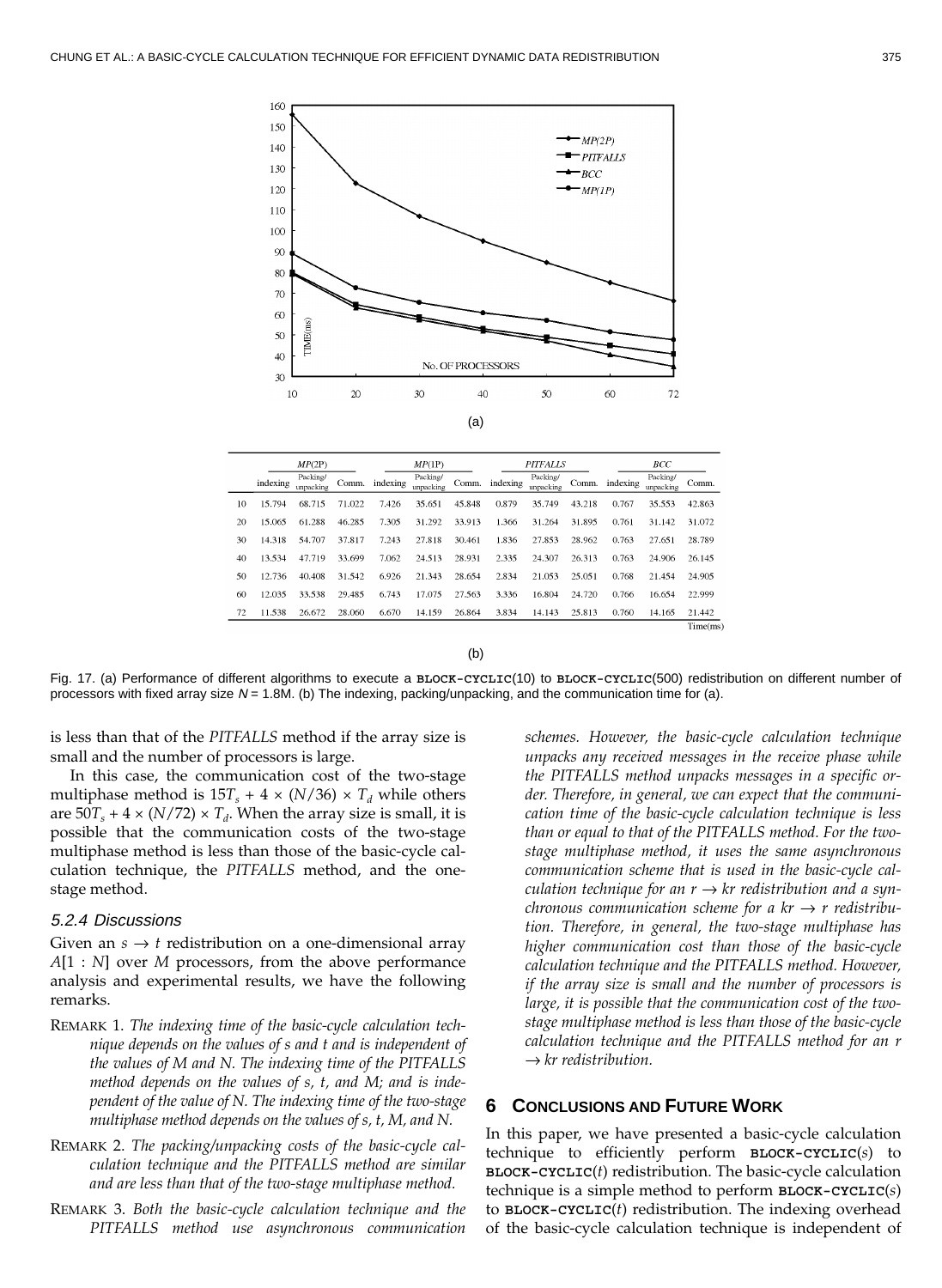(a)

| | *MP*(2P) | | | *MP*(1P) | | | *PITFALLS* | | | *BCC* | | |
|---|---|---|---|---|---|---|---|---|---|---|---|---|
| | indexing | Packing/ unpacking | Comm. | indexing | Packing/ unpacking | Comm. | indexing | Packing/ unpacking | Comm. | indexing | Packing/ unpacking | Comm. |
| 10 | 15.794 | 68.715 | 71.022 | 7.426 | 35.651 | 45.848 | 0.879 | 35.749 | 43.218 | 0.767 | 35.553 | 42.863 |
| 20 | 15.065 | 61.288 | 46.285 | 7.305 | 31.292 | 33.913 | 1.366 | 31.264 | 31.895 | 0.761 | 31.142 | 31.072 |
| 30 | 14.318 | 54.707 | 37.817 | 7.243 | 27.818 | 30.461 | 1.836 | 27.853 | 28.962 | 0.763 | 27.651 | 28.789 |
| 40 | 13.534 | 47.719 | 33.699 | 7.062 | 24.513 | 28.931 | 2.335 | 24.307 | 26.313 | 0.763 | 24.906 | 26.145 |
| 50 | 12.736 | 40.408 | 31.542 | 6.926 | 21.343 | 28.654 | 2.834 | 21.053 | 25.051 | 0.768 | 21.454 | 24.905 |
| 60 | 12.035 | 33.538 | 29.485 | 6.743 | 17.075 | 27.563 | 3.336 | 16.804 | 24.720 | 0.766 | 16.654 | 22.999 |
| 72 | 11.538 | 26.672 | 28.060 | 6.670 | 14.159 | 26.864 | 3.834 | 14.143 | 25.813 | 0.760 | 14.165 | 21.442 |

Time(ms)

(b)

Fig. 17. (a) Performance of different algorithms to execute a **BLOCK-CYCLIC**(10) to **BLOCK-CYCLIC**(500) redistribution on different number of processors with fixed array size $N$ = 1.8M. (b) The indexing, packing/unpacking, and the communication time for (a).

is less than that of the *PITFALLS* method if the array size is small and the number of processors is large.

In this case, the communication cost of the two-stage multiphase method is $15T_s + 4 \times (N/36) \times T_d$ while others are $50T_s + 4 \times (N/72) \times T_d$. When the array size is small, it is possible that the communication costs of the two-stage multiphase method is less than those of the basic-cycle calculation technique, the *PITFALLS* method, and the one-stage method.

### 5.2.4 Discussions

Given an $s \rightarrow t$ redistribution on a one-dimensional array $A[1 : N]$ over $M$ processors, from the above performance analysis and experimental results, we have the following remarks.

REMARK 1. *The indexing time of the basic-cycle calculation technique depends on the values of s and t and is independent of the values of M and N. The indexing time of the PITFALLS method depends on the values of s, t, and M; and is independent of the value of N. The indexing time of the two-stage multiphase method depends on the values of s, t, M, and N.*

REMARK 2. *The packing/unpacking costs of the basic-cycle calculation technique and the PITFALLS method are similar and are less than that of the two-stage multiphase method.*

REMARK 3. *Both the basic-cycle calculation technique and the PITFALLS method use asynchronous communication schemes. However, the basic-cycle calculation technique unpacks any received messages in the receive phase while the PITFALLS method unpacks messages in a specific order. Therefore, in general, we can expect that the communication time of the basic-cycle calculation technique is less than or equal to that of the PITFALLS method. For the two-stage multiphase method, it uses the same asynchronous communication scheme that is used in the basic-cycle calculation technique for an $r \rightarrow kr$ redistribution and a synchronous communication scheme for a $kr \rightarrow r$ redistribution. Therefore, in general, the two-stage multiphase has higher communication cost than those of the basic-cycle calculation technique and the PITFALLS method. However, if the array size is small and the number of processors is large, it is possible that the communication cost of the two-stage multiphase method is less than those of the basic-cycle calculation technique and the PITFALLS method for an $r \rightarrow kr$ redistribution.*

## 6 Conclusions and Future Work

In this paper, we have presented a basic-cycle calculation technique to efficiently perform **BLOCK-CYCLIC**($s$) to **BLOCK-CYCLIC**($t$) redistribution. The basic-cycle calculation technique is a simple method to perform **BLOCK-CYCLIC**($s$) to **BLOCK-CYCLIC**($t$) redistribution. The indexing overhead of the basic-cycle calculation technique is independent of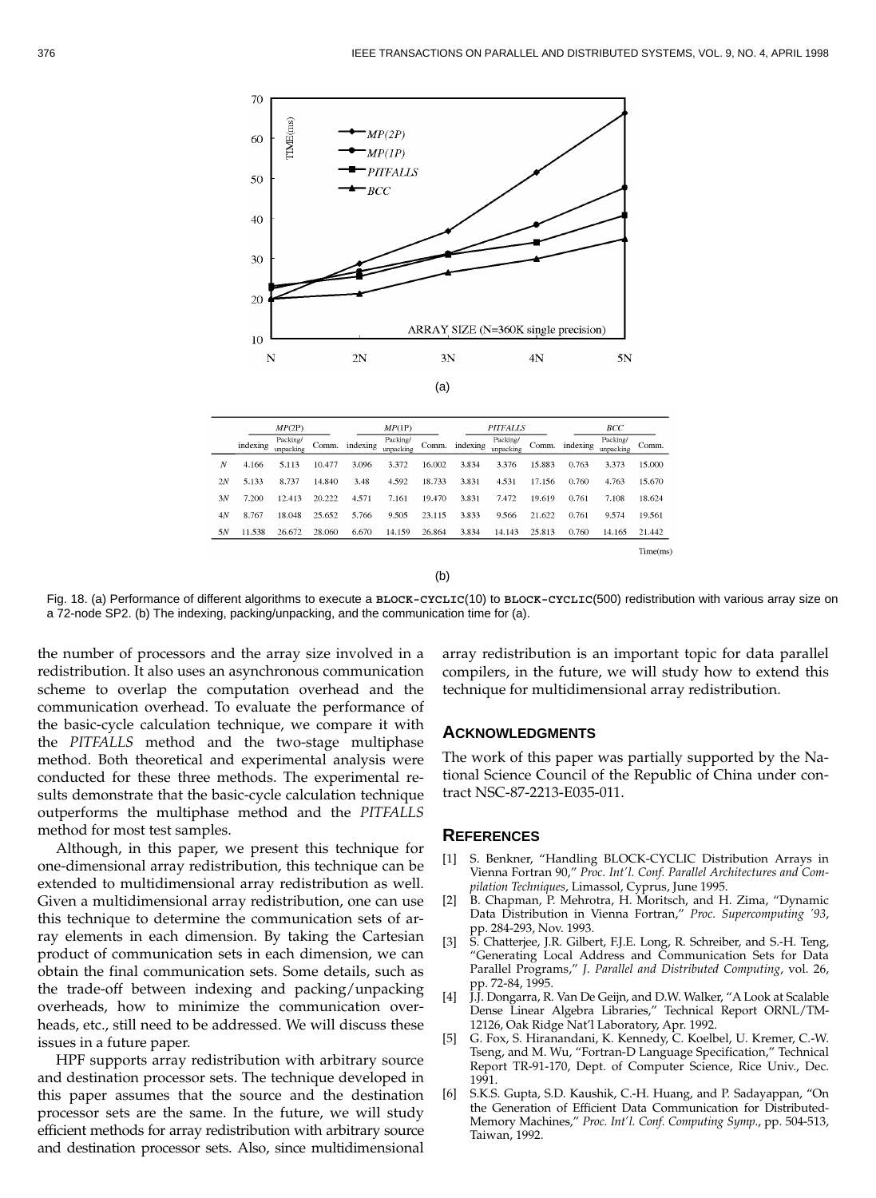70

60

50

40

30

20

10

TIME(ms)

MP(2P)

MP(1P)

PITFALLS

BCC

ARRAY SIZE (N=360K single precision)

N

2N

3N

4N

5N

(a)

| | *MP*(2P) | | | *MP*(1P) | | | *PITFALLS* | | | *BCC* | | |
|---|---|---|---|---|---|---|---|---|---|---|---|---|
| | indexing | Packing/ unpacking | Comm. | indexing | Packing/ unpacking | Comm. | indexing | Packing/ unpacking | Comm. | indexing | Packing/ unpacking | Comm. |
| *N* | 4.166 | 5.113 | 10.477 | 3.096 | 3.372 | 16.002 | 3.834 | 3.376 | 15.883 | 0.763 | 3.373 | 15.000 |
| 2*N* | 5.133 | 8.737 | 14.840 | 3.48 | 4.592 | 18.733 | 3.831 | 4.531 | 17.156 | 0.760 | 4.763 | 15.670 |
| 3*N* | 7.200 | 12.413 | 20.222 | 4.571 | 7.161 | 19.470 | 3.831 | 7.472 | 19.619 | 0.761 | 7.108 | 18.624 |
| 4*N* | 8.767 | 18.048 | 25.652 | 5.766 | 9.505 | 23.115 | 3.833 | 9.566 | 21.622 | 0.761 | 9.574 | 19.561 |
| 5*N* | 11.538 | 26.672 | 28.060 | 6.670 | 14.159 | 26.864 | 3.834 | 14.143 | 25.813 | 0.760 | 14.165 | 21.442 |

Time(ms)

(b)

Fig. 18. (a) Performance of different algorithms to execute a **BLOCK-CYCLIC**(10) to **BLOCK-CYCLIC**(500) redistribution with various array size on a 72-node SP2. (b) The indexing, packing/unpacking, and the communication time for (a).

the number of processors and the array size involved in a redistribution. It also uses an asynchronous communication scheme to overlap the computation overhead and the communication overhead. To evaluate the performance of the basic-cycle calculation technique, we compare it with the *PITFALLS* method and the two-stage multiphase method. Both theoretical and experimental analysis were conducted for these three methods. The experimental results demonstrate that the basic-cycle calculation technique outperforms the multiphase method and the *PITFALLS* method for most test samples.

Although, in this paper, we present this technique for one-dimensional array redistribution, this technique can be extended to multidimensional array redistribution as well. Given a multidimensional array redistribution, one can use this technique to determine the communication sets of array elements in each dimension. By taking the Cartesian product of communication sets in each dimension, we can obtain the final communication sets. Some details, such as the trade-off between indexing and packing/unpacking overheads, how to minimize the communication overheads, etc., still need to be addressed. We will discuss these issues in a future paper.

HPF supports array redistribution with arbitrary source and destination processor sets. The technique developed in this paper assumes that the source and the destination processor sets are the same. In the future, we will study efficient methods for array redistribution with arbitrary source and destination processor sets. Also, since multidimensional array redistribution is an important topic for data parallel compilers, in the future, we will study how to extend this technique for multidimensional array redistribution.

## Acknowledgments

The work of this paper was partially supported by the National Science Council of the Republic of China under contract NSC-87-2213-E035-011.

## References

[1] S. Benkner, "Handling BLOCK-CYCLIC Distribution Arrays in Vienna Fortran 90," *Proc. Int'l. Conf. Parallel Architectures and Compilation Techniques*, Limassol, Cyprus, June 1995.

[2] B. Chapman, P. Mehrotra, H. Moritsch, and H. Zima, "Dynamic Data Distribution in Vienna Fortran," *Proc. Supercomputing '93*, pp. 284-293, Nov. 1993.

[3] S. Chatterjee, J.R. Gilbert, F.J.E. Long, R. Schreiber, and S.-H. Teng, "Generating Local Address and Communication Sets for Data Parallel Programs," *J. Parallel and Distributed Computing*, vol. 26, pp. 72-84, 1995.

[4] J.J. Dongarra, R. Van De Geijn, and D.W. Walker, "A Look at Scalable Dense Linear Algebra Libraries," Technical Report ORNL/TM-12126, Oak Ridge Nat'l Laboratory, Apr. 1992.

[5] G. Fox, S. Hiranandani, K. Kennedy, C. Koelbel, U. Kremer, C.-W. Tseng, and M. Wu, "Fortran-D Language Specification," Technical Report TR-91-170, Dept. of Computer Science, Rice Univ., Dec. 1991.

[6] S.K.S. Gupta, S.D. Kaushik, C.-H. Huang, and P. Sadayappan, "On the Generation of Efficient Data Communication for Distributed-Memory Machines," *Proc. Int'l. Conf. Computing Symp.*, pp. 504-513, Taiwan, 1992.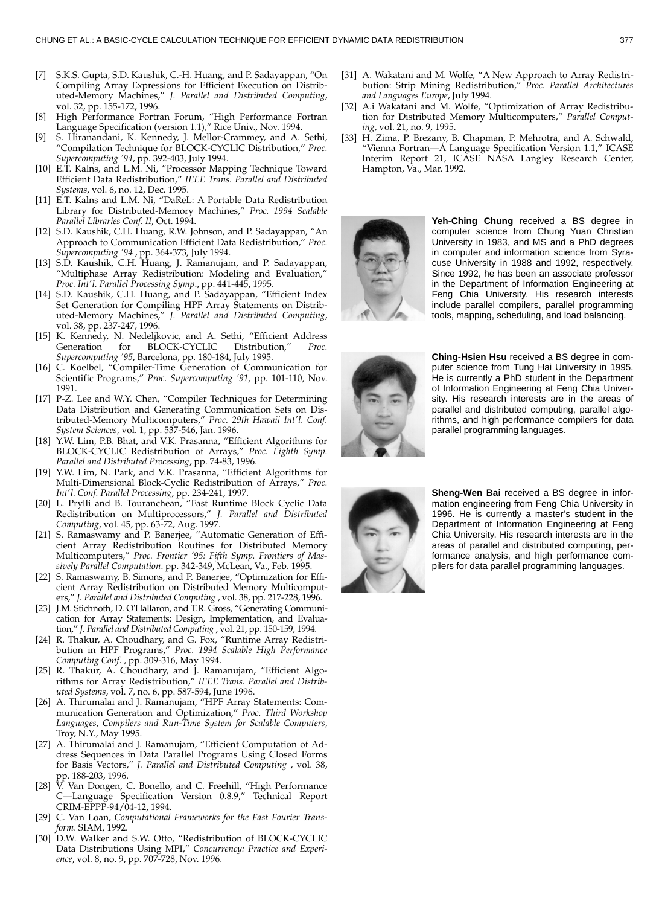[7] S.K.S. Gupta, S.D. Kaushik, C.-H. Huang, and P. Sadayappan, "On Compiling Array Expressions for Efficient Execution on Distributed-Memory Machines," *J. Parallel and Distributed Computing*, vol. 32, pp. 155-172, 1996.

[8] High Performance Fortran Forum, "High Performance Fortran Language Specification (version 1.1)," Rice Univ., Nov. 1994.

[9] S. Hiranandani, K. Kennedy, J. Mellor-Crammey, and A. Sethi, "Compilation Technique for BLOCK-CYCLIC Distribution," *Proc. Supercomputing '94*, pp. 392-403, July 1994.

[10] E.T. Kalns, and L.M. Ni, "Processor Mapping Technique Toward Efficient Data Redistribution," *IEEE Trans. Parallel and Distributed Systems*, vol. 6, no. 12, Dec. 1995.

[11] E.T. Kalns and L.M. Ni, "DaReL: A Portable Data Redistribution Library for Distributed-Memory Machines," *Proc. 1994 Scalable Parallel Libraries Conf. II*, Oct. 1994.

[12] S.D. Kaushik, C.H. Huang, R.W. Johnson, and P. Sadayappan, "An Approach to Communication Efficient Data Redistribution," *Proc. Supercomputing '94* , pp. 364-373, July 1994.

[13] S.D. Kaushik, C.H. Huang, J. Ramanujam, and P. Sadayappan, "Multiphase Array Redistribution: Modeling and Evaluation," *Proc. Int'l. Parallel Processing Symp.*, pp. 441-445, 1995.

[14] S.D. Kaushik, C.H. Huang, and P. Sadayappan, "Efficient Index Set Generation for Compiling HPF Array Statements on Distributed-Memory Machines," *J. Parallel and Distributed Computing*, vol. 38, pp. 237-247, 1996.

[15] K. Kennedy, N. Nedeljkovic, and A. Sethi, "Efficient Address Generation for BLOCK-CYCLIC Distribution," *Proc. Supercomputing '95*, Barcelona, pp. 180-184, July 1995.

[16] C. Koelbel, "Compiler-Time Generation of Communication for Scientific Programs," *Proc. Supercomputing '91*, pp. 101-110, Nov. 1991.

[17] P-Z. Lee and W.Y. Chen, "Compiler Techniques for Determining Data Distribution and Generating Communication Sets on Distributed-Memory Multicomputers," *Proc. 29th Hawaii Int'l. Conf. System Sciences*, vol. 1, pp. 537-546, Jan. 1996.

[18] Y.W. Lim, P.B. Bhat, and V.K. Prasanna, "Efficient Algorithms for BLOCK-CYCLIC Redistribution of Arrays," *Proc. Eighth Symp. Parallel and Distributed Processing*, pp. 74-83, 1996.

[19] Y.W. Lim, N. Park, and V.K. Prasanna, "Efficient Algorithms for Multi-Dimensional Block-Cyclic Redistribution of Arrays," *Proc. Int'l. Conf. Parallel Processing*, pp. 234-241, 1997.

[20] L. Prylli and B. Touranchean, "Fast Runtime Block Cyclic Data Redistribution on Multiprocessors," *J. Parallel and Distributed Computing*, vol. 45, pp. 63-72, Aug. 1997.

[21] S. Ramaswamy and P. Banerjee, "Automatic Generation of Efficient Array Redistribution Routines for Distributed Memory Multicomputers," *Proc. Frontier '95: Fifth Symp. Frontiers of Massively Parallel Computation*. pp. 342-349, McLean, Va., Feb. 1995.

[22] S. Ramaswamy, B. Simons, and P. Banerjee, "Optimization for Efficient Array Redistribution on Distributed Memory Multicomputers," *J. Parallel and Distributed Computing* , vol. 38, pp. 217-228, 1996.

[23] J.M. Stichnoth, D. O'Hallaron, and T.R. Gross, "Generating Communication for Array Statements: Design, Implementation, and Evaluation," *J. Parallel and Distributed Computing* , vol. 21, pp. 150-159, 1994.

[24] R. Thakur, A. Choudhary, and G. Fox, "Runtime Array Redistribution in HPF Programs," *Proc. 1994 Scalable High Performance Computing Conf.* , pp. 309-316, May 1994.

[25] R. Thakur, A. Choudhary, and J. Ramanujam, "Efficient Algorithms for Array Redistribution," *IEEE Trans. Parallel and Distributed Systems*, vol. 7, no. 6, pp. 587-594, June 1996.

[26] A. Thirumalai and J. Ramanujam, "HPF Array Statements: Communication Generation and Optimization," *Proc. Third Workshop Languages, Compilers and Run-Time System for Scalable Computers*, Troy, N.Y., May 1995.

[27] A. Thirumalai and J. Ramanujam, "Efficient Computation of Address Sequences in Data Parallel Programs Using Closed Forms for Basis Vectors," *J. Parallel and Distributed Computing* , vol. 38, pp. 188-203, 1996.

[28] V. Van Dongen, C. Bonello, and C. Freehill, "High Performance C—Language Specification Version 0.8.9," Technical Report CRIM-EPPP-94/04-12, 1994.

[29] C. Van Loan, *Computational Frameworks for the Fast Fourier Transform*. SIAM, 1992.

[30] D.W. Walker and S.W. Otto, "Redistribution of BLOCK-CYCLIC Data Distributions Using MPI," *Concurrency: Practice and Experience*, vol. 8, no. 9, pp. 707-728, Nov. 1996.

[31] A. Wakatani and M. Wolfe, "A New Approach to Array Redistribution: Strip Mining Redistribution," *Proc. Parallel Architectures and Languages Europe*, July 1994.

[32] A.i Wakatani and M. Wolfe, "Optimization of Array Redistribution for Distributed Memory Multicomputers," *Parallel Computing*, vol. 21, no. 9, 1995.

[33] H. Zima, P. Brezany, B. Chapman, P. Mehrotra, and A. Schwald, "Vienna Fortran—A Language Specification Version 1.1," ICASE Interim Report 21, ICASE NASA Langley Research Center, Hampton, Va., Mar. 1992.

**Yeh-Ching Chung** received a BS degree in computer science from Chung Yuan Christian University in 1983, and MS and a PhD degrees in computer and information science from Syracuse University in 1988 and 1992, respectively. Since 1992, he has been an associate professor in the Department of Information Engineering at Feng Chia University. His research interests include parallel compilers, parallel programming tools, mapping, scheduling, and load balancing.

**Ching-Hsien Hsu** received a BS degree in computer science from Tung Hai University in 1995. He is currently a PhD student in the Department of Information Engineering at Feng Chia University. His research interests are in the areas of parallel and distributed computing, parallel algorithms, and high performance compilers for data parallel programming languages.

**Sheng-Wen Bai** received a BS degree in information engineering from Feng Chia University in 1996. He is currently a master's student in the Department of Information Engineering at Feng Chia University. His research interests are in the areas of parallel and distributed computing, performance analysis, and high performance compilers for data parallel programming languages.